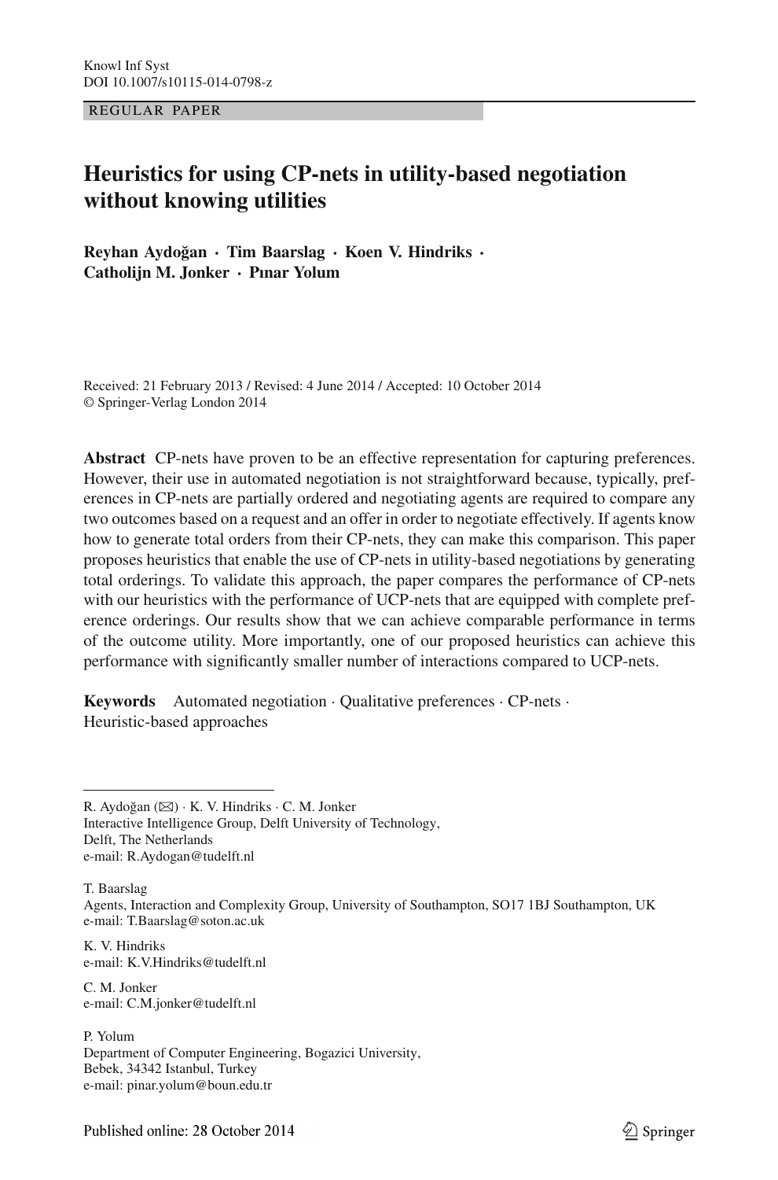Knowl Inf Syst
DOI 10.1007/s10115-014-0798-z

REGULAR PAPER

# Heuristics for using CP-nets in utility-based negotiation without knowing utilities

**Reyhan Aydoğan · Tim Baarslag · Koen V. Hindriks · Catholijn M. Jonker · Pınar Yolum**

Received: 21 February 2013 / Revised: 4 June 2014 / Accepted: 10 October 2014
© Springer-Verlag London 2014

**Abstract** CP-nets have proven to be an effective representation for capturing preferences. However, their use in automated negotiation is not straightforward because, typically, preferences in CP-nets are partially ordered and negotiating agents are required to compare any two outcomes based on a request and an offer in order to negotiate effectively. If agents know how to generate total orders from their CP-nets, they can make this comparison. This paper proposes heuristics that enable the use of CP-nets in utility-based negotiations by generating total orderings. To validate this approach, the paper compares the performance of CP-nets with our heuristics with the performance of UCP-nets that are equipped with complete preference orderings. Our results show that we can achieve comparable performance in terms of the outcome utility. More importantly, one of our proposed heuristics can achieve this performance with significantly smaller number of interactions compared to UCP-nets.

**Keywords** Automated negotiation · Qualitative preferences · CP-nets · Heuristic-based approaches

---

R. Aydoğan (✉) · K. V. Hindriks · C. M. Jonker
Interactive Intelligence Group, Delft University of Technology,
Delft, The Netherlands
e-mail: R.Aydogan@tudelft.nl

T. Baarslag
Agents, Interaction and Complexity Group, University of Southampton, SO17 1BJ Southampton, UK
e-mail: T.Baarslag@soton.ac.uk

K. V. Hindriks
e-mail: K.V.Hindriks@tudelft.nl

C. M. Jonker
e-mail: C.M.jonker@tudelft.nl

P. Yolum
Department of Computer Engineering, Bogazici University,
Bebek, 34342 Istanbul, Turkey
e-mail: pinar.yolum@boun.edu.tr

Published online: 28 October 2014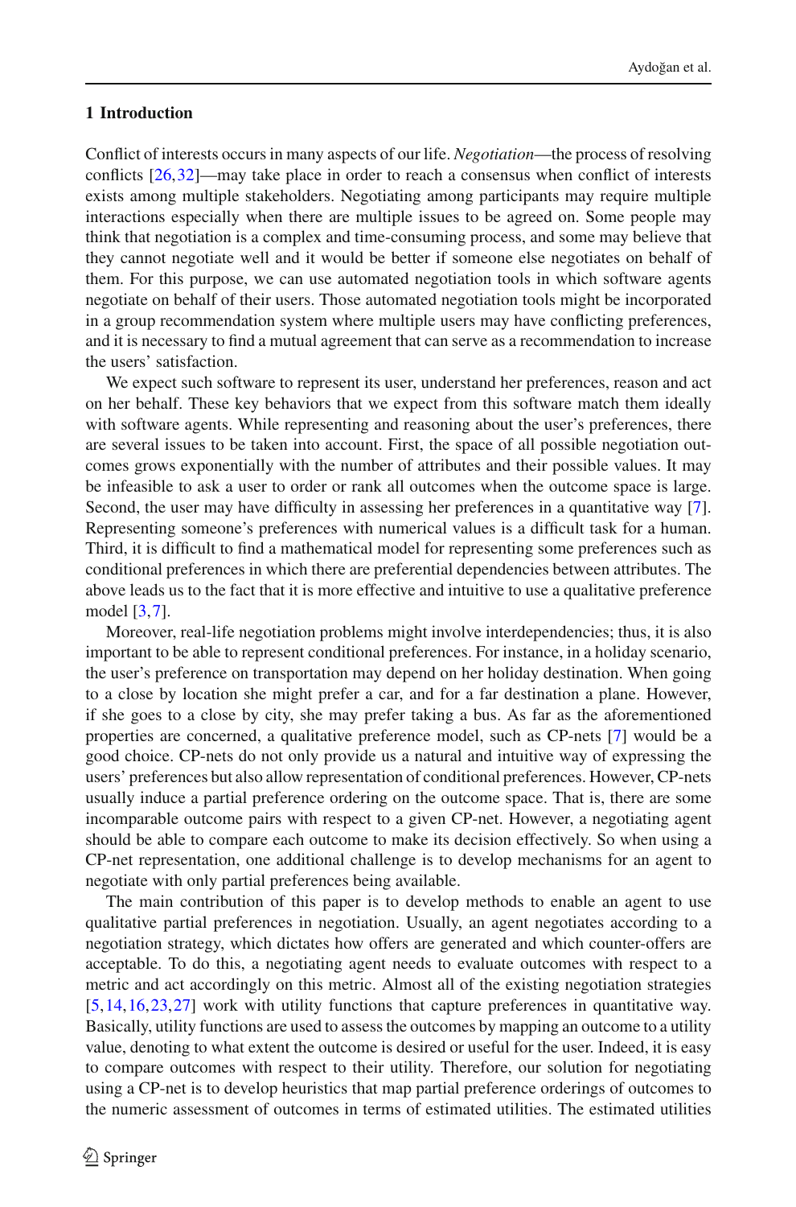## 1 Introduction

Conflict of interests occurs in many aspects of our life. *Negotiation*—the process of resolving conflicts [26,32]—may take place in order to reach a consensus when conflict of interests exists among multiple stakeholders. Negotiating among participants may require multiple interactions especially when there are multiple issues to be agreed on. Some people may think that negotiation is a complex and time-consuming process, and some may believe that they cannot negotiate well and it would be better if someone else negotiates on behalf of them. For this purpose, we can use automated negotiation tools in which software agents negotiate on behalf of their users. Those automated negotiation tools might be incorporated in a group recommendation system where multiple users may have conflicting preferences, and it is necessary to find a mutual agreement that can serve as a recommendation to increase the users' satisfaction.

We expect such software to represent its user, understand her preferences, reason and act on her behalf. These key behaviors that we expect from this software match them ideally with software agents. While representing and reasoning about the user's preferences, there are several issues to be taken into account. First, the space of all possible negotiation outcomes grows exponentially with the number of attributes and their possible values. It may be infeasible to ask a user to order or rank all outcomes when the outcome space is large. Second, the user may have difficulty in assessing her preferences in a quantitative way [7]. Representing someone's preferences with numerical values is a difficult task for a human. Third, it is difficult to find a mathematical model for representing some preferences such as conditional preferences in which there are preferential dependencies between attributes. The above leads us to the fact that it is more effective and intuitive to use a qualitative preference model [3,7].

Moreover, real-life negotiation problems might involve interdependencies; thus, it is also important to be able to represent conditional preferences. For instance, in a holiday scenario, the user's preference on transportation may depend on her holiday destination. When going to a close by location she might prefer a car, and for a far destination a plane. However, if she goes to a close by city, she may prefer taking a bus. As far as the aforementioned properties are concerned, a qualitative preference model, such as CP-nets [7] would be a good choice. CP-nets do not only provide us a natural and intuitive way of expressing the users' preferences but also allow representation of conditional preferences. However, CP-nets usually induce a partial preference ordering on the outcome space. That is, there are some incomparable outcome pairs with respect to a given CP-net. However, a negotiating agent should be able to compare each outcome to make its decision effectively. So when using a CP-net representation, one additional challenge is to develop mechanisms for an agent to negotiate with only partial preferences being available.

The main contribution of this paper is to develop methods to enable an agent to use qualitative partial preferences in negotiation. Usually, an agent negotiates according to a negotiation strategy, which dictates how offers are generated and which counter-offers are acceptable. To do this, a negotiating agent needs to evaluate outcomes with respect to a metric and act accordingly on this metric. Almost all of the existing negotiation strategies [5,14,16,23,27] work with utility functions that capture preferences in quantitative way. Basically, utility functions are used to assess the outcomes by mapping an outcome to a utility value, denoting to what extent the outcome is desired or useful for the user. Indeed, it is easy to compare outcomes with respect to their utility. Therefore, our solution for negotiating using a CP-net is to develop heuristics that map partial preference orderings of outcomes to the numeric assessment of outcomes in terms of estimated utilities. The estimated utilities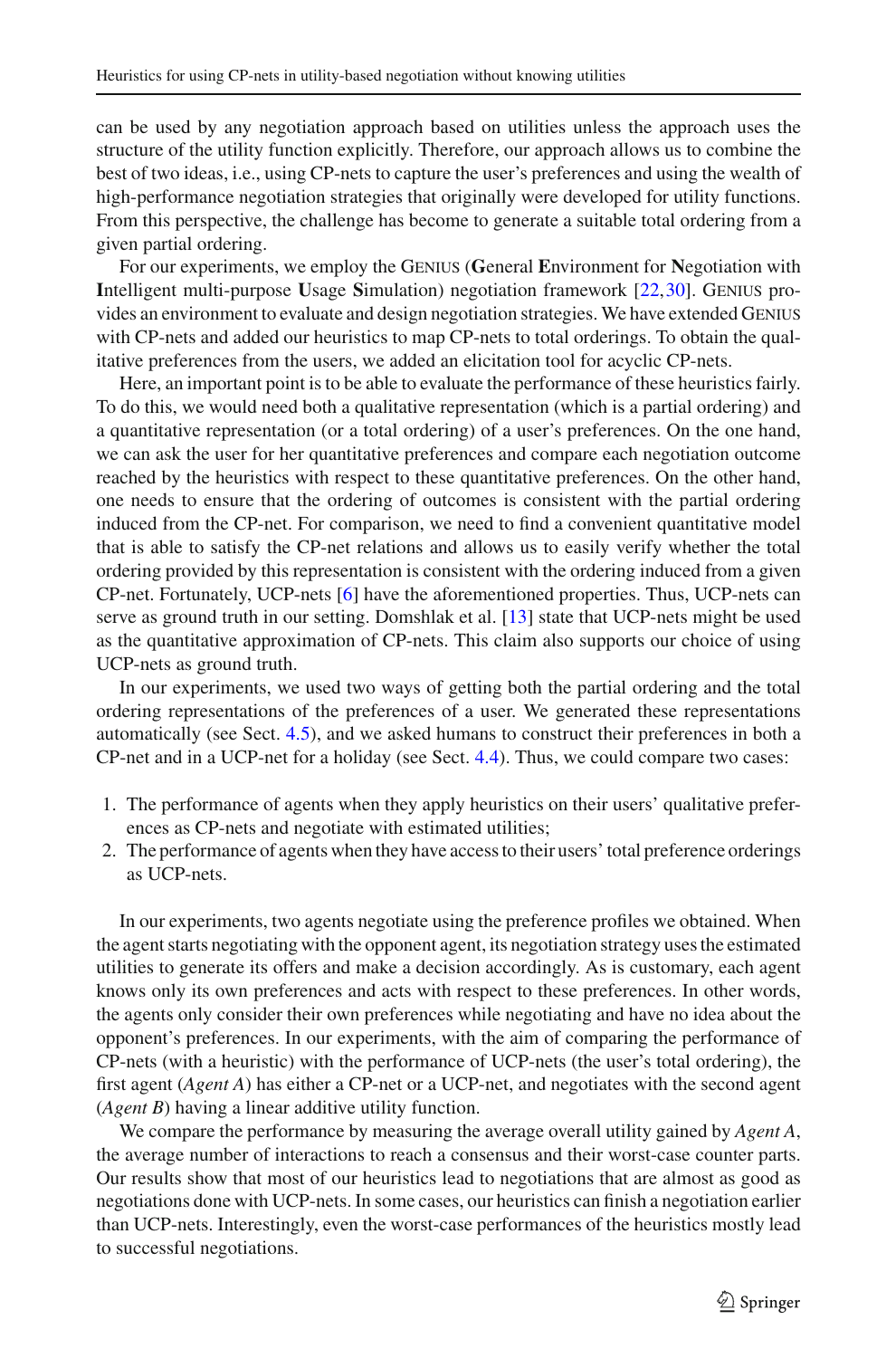can be used by any negotiation approach based on utilities unless the approach uses the structure of the utility function explicitly. Therefore, our approach allows us to combine the best of two ideas, i.e., using CP-nets to capture the user's preferences and using the wealth of high-performance negotiation strategies that originally were developed for utility functions. From this perspective, the challenge has become to generate a suitable total ordering from a given partial ordering.

For our experiments, we employ the Genius (**G**eneral **E**nvironment for **N**egotiation with **I**ntelligent multi-purpose **U**sage **S**imulation) negotiation framework [22,30]. Genius provides an environment to evaluate and design negotiation strategies. We have extended Genius with CP-nets and added our heuristics to map CP-nets to total orderings. To obtain the qualitative preferences from the users, we added an elicitation tool for acyclic CP-nets.

Here, an important point is to be able to evaluate the performance of these heuristics fairly. To do this, we would need both a qualitative representation (which is a partial ordering) and a quantitative representation (or a total ordering) of a user's preferences. On the one hand, we can ask the user for her quantitative preferences and compare each negotiation outcome reached by the heuristics with respect to these quantitative preferences. On the other hand, one needs to ensure that the ordering of outcomes is consistent with the partial ordering induced from the CP-net. For comparison, we need to find a convenient quantitative model that is able to satisfy the CP-net relations and allows us to easily verify whether the total ordering provided by this representation is consistent with the ordering induced from a given CP-net. Fortunately, UCP-nets [6] have the aforementioned properties. Thus, UCP-nets can serve as ground truth in our setting. Domshlak et al. [13] state that UCP-nets might be used as the quantitative approximation of CP-nets. This claim also supports our choice of using UCP-nets as ground truth.

In our experiments, we used two ways of getting both the partial ordering and the total ordering representations of the preferences of a user. We generated these representations automatically (see Sect. 4.5), and we asked humans to construct their preferences in both a CP-net and in a UCP-net for a holiday (see Sect. 4.4). Thus, we could compare two cases:

1. The performance of agents when they apply heuristics on their users' qualitative preferences as CP-nets and negotiate with estimated utilities;
2. The performance of agents when they have access to their users' total preference orderings as UCP-nets.

In our experiments, two agents negotiate using the preference profiles we obtained. When the agent starts negotiating with the opponent agent, its negotiation strategy uses the estimated utilities to generate its offers and make a decision accordingly. As is customary, each agent knows only its own preferences and acts with respect to these preferences. In other words, the agents only consider their own preferences while negotiating and have no idea about the opponent's preferences. In our experiments, with the aim of comparing the performance of CP-nets (with a heuristic) with the performance of UCP-nets (the user's total ordering), the first agent (*Agent A*) has either a CP-net or a UCP-net, and negotiates with the second agent (*Agent B*) having a linear additive utility function.

We compare the performance by measuring the average overall utility gained by *Agent A*, the average number of interactions to reach a consensus and their worst-case counter parts. Our results show that most of our heuristics lead to negotiations that are almost as good as negotiations done with UCP-nets. In some cases, our heuristics can finish a negotiation earlier than UCP-nets. Interestingly, even the worst-case performances of the heuristics mostly lead to successful negotiations.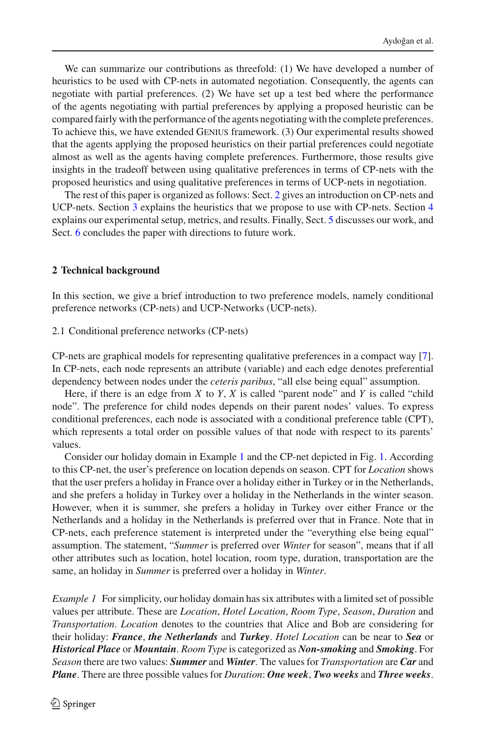We can summarize our contributions as threefold: (1) We have developed a number of heuristics to be used with CP-nets in automated negotiation. Consequently, the agents can negotiate with partial preferences. (2) We have set up a test bed where the performance of the agents negotiating with partial preferences by applying a proposed heuristic can be compared fairly with the performance of the agents negotiating with the complete preferences. To achieve this, we have extended Genius framework. (3) Our experimental results showed that the agents applying the proposed heuristics on their partial preferences could negotiate almost as well as the agents having complete preferences. Furthermore, those results give insights in the tradeoff between using qualitative preferences in terms of CP-nets with the proposed heuristics and using qualitative preferences in terms of UCP-nets in negotiation.

The rest of this paper is organized as follows: Sect. 2 gives an introduction on CP-nets and UCP-nets. Section 3 explains the heuristics that we propose to use with CP-nets. Section 4 explains our experimental setup, metrics, and results. Finally, Sect. 5 discusses our work, and Sect. 6 concludes the paper with directions to future work.

## 2 Technical background

In this section, we give a brief introduction to two preference models, namely conditional preference networks (CP-nets) and UCP-Networks (UCP-nets).

### 2.1 Conditional preference networks (CP-nets)

CP-nets are graphical models for representing qualitative preferences in a compact way [7]. In CP-nets, each node represents an attribute (variable) and each edge denotes preferential dependency between nodes under the *ceteris paribus*, "all else being equal" assumption.

Here, if there is an edge from $X$ to $Y$, $X$ is called "parent node" and $Y$ is called "child node". The preference for child nodes depends on their parent nodes' values. To express conditional preferences, each node is associated with a conditional preference table (CPT), which represents a total order on possible values of that node with respect to its parents' values.

Consider our holiday domain in Example 1 and the CP-net depicted in Fig. 1. According to this CP-net, the user's preference on location depends on season. CPT for *Location* shows that the user prefers a holiday in France over a holiday either in Turkey or in the Netherlands, and she prefers a holiday in Turkey over a holiday in the Netherlands in the winter season. However, when it is summer, she prefers a holiday in Turkey over either France or the Netherlands and a holiday in the Netherlands is preferred over that in France. Note that in CP-nets, each preference statement is interpreted under the "everything else being equal" assumption. The statement, "*Summer* is preferred over *Winter* for season", means that if all other attributes such as location, hotel location, room type, duration, transportation are the same, an holiday in *Summer* is preferred over a holiday in *Winter*.

*Example 1* For simplicity, our holiday domain has six attributes with a limited set of possible values per attribute. These are *Location*, *Hotel Location*, *Room Type*, *Season*, *Duration* and *Transportation*. *Location* denotes to the countries that Alice and Bob are considering for their holiday: ***France***, ***the Netherlands*** and ***Turkey***. *Hotel Location* can be near to ***Sea*** or ***Historical Place*** or ***Mountain***. *Room Type* is categorized as ***Non-smoking*** and ***Smoking***. For *Season* there are two values: ***Summer*** and ***Winter***. The values for *Transportation* are ***Car*** and ***Plane***. There are three possible values for *Duration*: ***One week***, ***Two weeks*** and ***Three weeks***.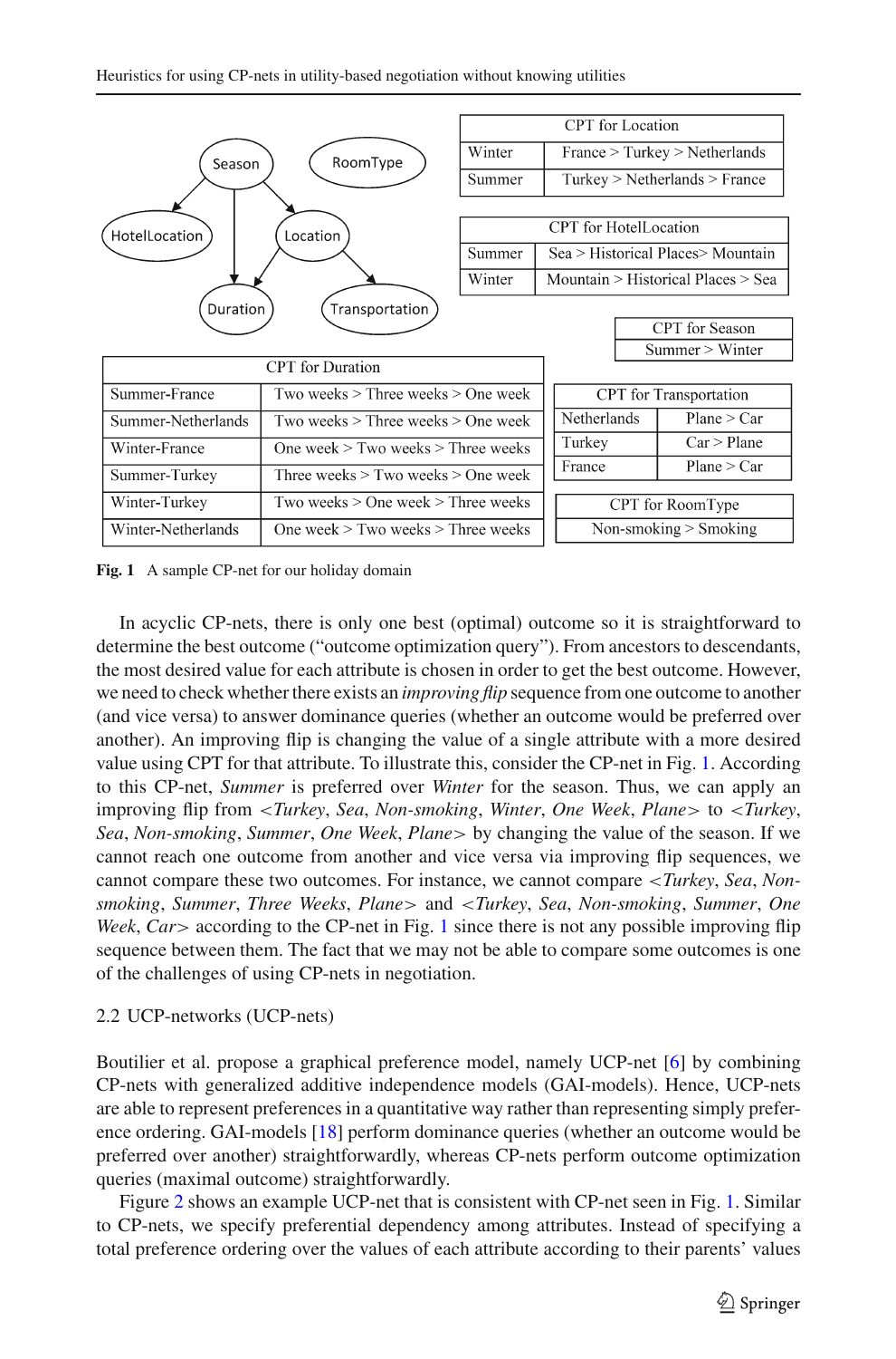| CPT for Location | |
|---|---|
| Winter | France > Turkey > Netherlands |
| Summer | Turkey > Netherlands > France |

| CPT for HotelLocation | |
|---|---|
| Summer | Sea > Historical Places> Mountain |
| Winter | Mountain > Historical Places > Sea |

| CPT for Season |
|---|
| Summer > Winter |

| CPT for Duration | |
|---|---|
| Summer-France | Two weeks > Three weeks > One week |
| Summer-Netherlands | Two weeks > Three weeks > One week |
| Winter-France | One week > Two weeks > Three weeks |
| Summer-Turkey | Three weeks > Two weeks > One week |
| Winter-Turkey | Two weeks > One week > Three weeks |
| Winter-Netherlands | One week > Two weeks > Three weeks |

| CPT for Transportation | |
|---|---|
| Netherlands | Plane > Car |
| Turkey | Car > Plane |
| France | Plane > Car |

| CPT for RoomType |
|---|
| Non-smoking > Smoking |

**Fig. 1** A sample CP-net for our holiday domain

In acyclic CP-nets, there is only one best (optimal) outcome so it is straightforward to determine the best outcome ("outcome optimization query"). From ancestors to descendants, the most desired value for each attribute is chosen in order to get the best outcome. However, we need to check whether there exists an *improving flip* sequence from one outcome to another (and vice versa) to answer dominance queries (whether an outcome would be preferred over another). An improving flip is changing the value of a single attribute with a more desired value using CPT for that attribute. To illustrate this, consider the CP-net in Fig. 1. According to this CP-net, *Summer* is preferred over *Winter* for the season. Thus, we can apply an improving flip from <*Turkey*, *Sea*, *Non-smoking*, *Winter*, *One Week*, *Plane*> to <*Turkey*, *Sea*, *Non-smoking*, *Summer*, *One Week*, *Plane*> by changing the value of the season. If we cannot reach one outcome from another and vice versa via improving flip sequences, we cannot compare these two outcomes. For instance, we cannot compare <*Turkey*, *Sea*, *Non-smoking*, *Summer*, *Three Weeks*, *Plane*> and <*Turkey*, *Sea*, *Non-smoking*, *Summer*, *One Week*, *Car*> according to the CP-net in Fig. 1 since there is not any possible improving flip sequence between them. The fact that we may not be able to compare some outcomes is one of the challenges of using CP-nets in negotiation.

### 2.2 UCP-networks (UCP-nets)

Boutilier et al. propose a graphical preference model, namely UCP-net [6] by combining CP-nets with generalized additive independence models (GAI-models). Hence, UCP-nets are able to represent preferences in a quantitative way rather than representing simply preference ordering. GAI-models [18] perform dominance queries (whether an outcome would be preferred over another) straightforwardly, whereas CP-nets perform outcome optimization queries (maximal outcome) straightforwardly.

Figure 2 shows an example UCP-net that is consistent with CP-net seen in Fig. 1. Similar to CP-nets, we specify preferential dependency among attributes. Instead of specifying a total preference ordering over the values of each attribute according to their parents' values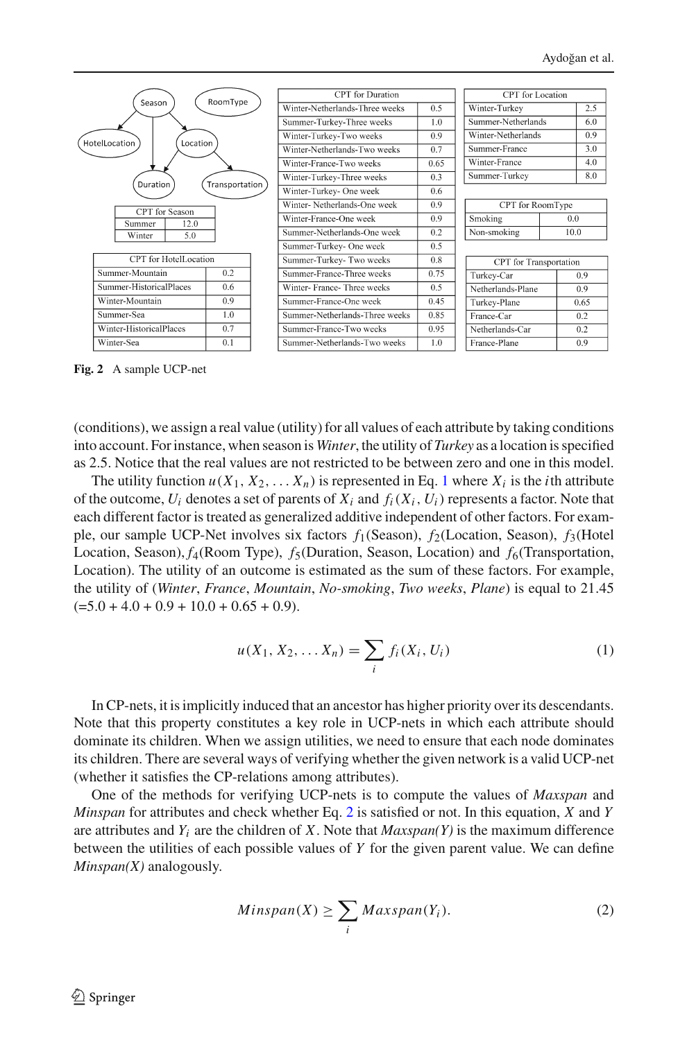| CPT for Season | |
|---|---|
| Summer | 12.0 |
| Winter | 5.0 |

| CPT for HotelLocation | |
|---|---|
| Summer-Mountain | 0.2 |
| Summer-HistoricalPlaces | 0.6 |
| Winter-Mountain | 0.9 |
| Summer-Sea | 1.0 |
| Winter-HistoricalPlaces | 0.7 |
| Winter-Sea | 0.1 |

| CPT for Duration | |
|---|---|
| Winter-Netherlands-Three weeks | 0.5 |
| Summer-Turkey-Three weeks | 1.0 |
| Winter-Turkey-Two weeks | 0.9 |
| Winter-Netherlands-Two weeks | 0.7 |
| Winter-France-Two weeks | 0.65 |
| Winter-Turkey-Three weeks | 0.3 |
| Winter-Turkey- One week | 0.6 |
| Winter- Netherlands-One week | 0.9 |
| Winter-France-One week | 0.9 |
| Summer-Netherlands-One week | 0.2 |
| Summer-Turkey- One week | 0.5 |
| Summer-Turkey- Two weeks | 0.8 |
| Summer-France-Three weeks | 0.75 |
| Winter- France- Three weeks | 0.5 |
| Summer-France-One week | 0.45 |
| Summer-Netherlands-Three weeks | 0.85 |
| Summer-France-Two weeks | 0.95 |
| Summer-Netherlands-Two weeks | 1.0 |

| CPT for Location | |
|---|---|
| Winter-Turkey | 2.5 |
| Summer-Netherlands | 6.0 |
| Winter-Netherlands | 0.9 |
| Summer-France | 3.0 |
| Winter-France | 4.0 |
| Summer-Turkey | 8.0 |

| CPT for RoomType | |
|---|---|
| Smoking | 0.0 |
| Non-smoking | 10.0 |

| CPT for Transportation | |
|---|---|
| Turkey-Car | 0.9 |
| Netherlands-Plane | 0.9 |
| Turkey-Plane | 0.65 |
| France-Car | 0.2 |
| Netherlands-Car | 0.2 |
| France-Plane | 0.9 |

**Fig. 2** A sample UCP-net

(conditions), we assign a real value (utility) for all values of each attribute by taking conditions into account. For instance, when season is *Winter*, the utility of *Turkey* as a location is specified as 2.5. Notice that the real values are not restricted to be between zero and one in this model.

The utility function $u(X_1, X_2, \ldots X_n)$ is represented in Eq. 1 where $X_i$ is the $i$th attribute of the outcome, $U_i$ denotes a set of parents of $X_i$ and $f_i(X_i, U_i)$ represents a factor. Note that each different factor is treated as generalized additive independent of other factors. For example, our sample UCP-Net involves six factors $f_1$(Season), $f_2$(Location, Season), $f_3$(Hotel Location, Season), $f_4$(Room Type), $f_5$(Duration, Season, Location) and $f_6$(Transportation, Location). The utility of an outcome is estimated as the sum of these factors. For example, the utility of (*Winter*, *France*, *Mountain*, *No-smoking*, *Two weeks*, *Plane*) is equal to 21.45 (=5.0 + 4.0 + 0.9 + 10.0 + 0.65 + 0.9).

$$u(X_1, X_2, \ldots X_n) = \sum_i f_i(X_i, U_i) \tag{1}$$

In CP-nets, it is implicitly induced that an ancestor has higher priority over its descendants. Note that this property constitutes a key role in UCP-nets in which each attribute should dominate its children. When we assign utilities, we need to ensure that each node dominates its children. There are several ways of verifying whether the given network is a valid UCP-net (whether it satisfies the CP-relations among attributes).

One of the methods for verifying UCP-nets is to compute the values of *Maxspan* and *Minspan* for attributes and check whether Eq. 2 is satisfied or not. In this equation, $X$ and $Y$ are attributes and $Y_i$ are the children of $X$. Note that *Maxspan(Y)* is the maximum difference between the utilities of each possible values of $Y$ for the given parent value. We can define *Minspan(X)* analogously.

$$Minspan(X) \geq \sum_i Maxspan(Y_i). \tag{2}$$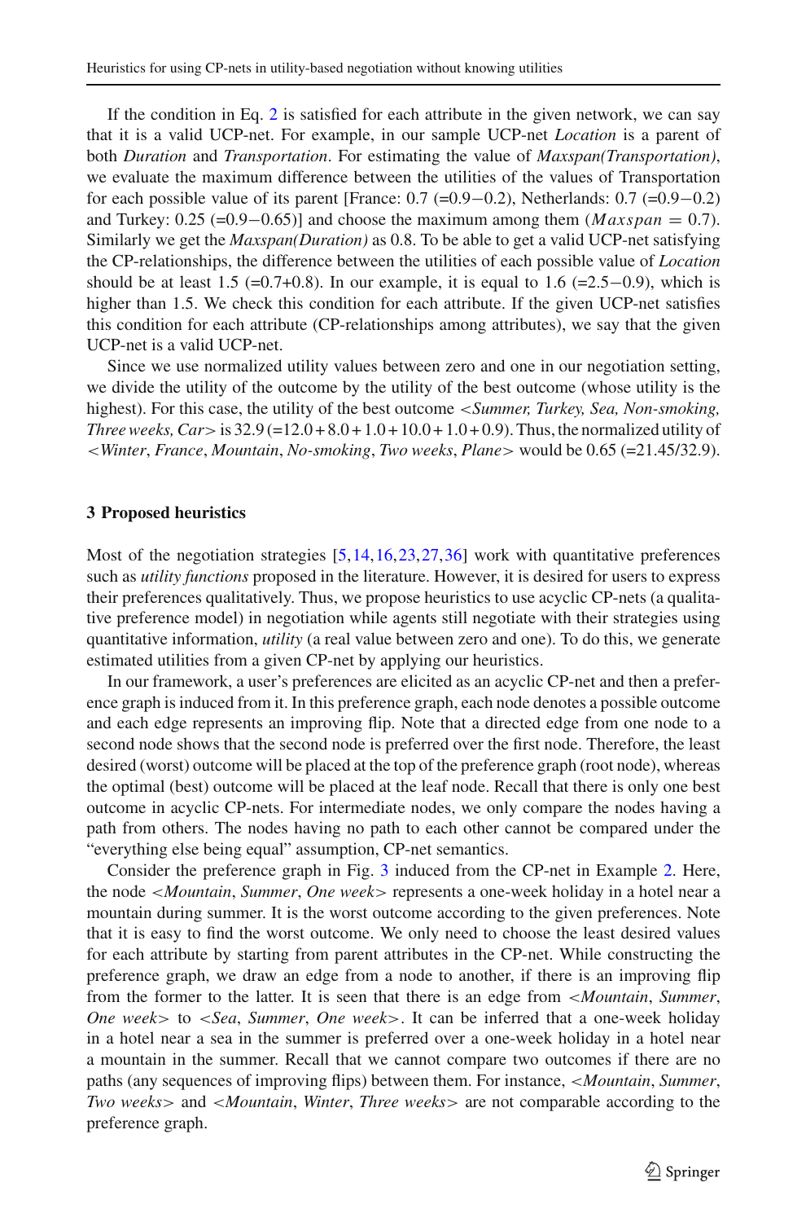If the condition in Eq. 2 is satisfied for each attribute in the given network, we can say that it is a valid UCP-net. For example, in our sample UCP-net *Location* is a parent of both *Duration* and *Transportation*. For estimating the value of *Maxspan(Transportation)*, we evaluate the maximum difference between the utilities of the values of Transportation for each possible value of its parent [France: 0.7 (=0.9−0.2), Netherlands: 0.7 (=0.9−0.2) and Turkey: 0.25 (=0.9−0.65)] and choose the maximum among them ($Maxspan = 0.7$). Similarly we get the *Maxspan(Duration)* as 0.8. To be able to get a valid UCP-net satisfying the CP-relationships, the difference between the utilities of each possible value of *Location* should be at least 1.5 (=0.7+0.8). In our example, it is equal to 1.6 (=2.5−0.9), which is higher than 1.5. We check this condition for each attribute. If the given UCP-net satisfies this condition for each attribute (CP-relationships among attributes), we say that the given UCP-net is a valid UCP-net.

Since we use normalized utility values between zero and one in our negotiation setting, we divide the utility of the outcome by the utility of the best outcome (whose utility is the highest). For this case, the utility of the best outcome <*Summer, Turkey, Sea, Non-smoking, Three weeks, Car*> is 32.9 (=12.0 + 8.0 + 1.0 + 10.0 + 1.0 + 0.9). Thus, the normalized utility of <*Winter*, *France*, *Mountain*, *No-smoking*, *Two weeks*, *Plane*> would be 0.65 (=21.45/32.9).

## 3 Proposed heuristics

Most of the negotiation strategies [5,14,16,23,27,36] work with quantitative preferences such as *utility functions* proposed in the literature. However, it is desired for users to express their preferences qualitatively. Thus, we propose heuristics to use acyclic CP-nets (a qualitative preference model) in negotiation while agents still negotiate with their strategies using quantitative information, *utility* (a real value between zero and one). To do this, we generate estimated utilities from a given CP-net by applying our heuristics.

In our framework, a user's preferences are elicited as an acyclic CP-net and then a preference graph is induced from it. In this preference graph, each node denotes a possible outcome and each edge represents an improving flip. Note that a directed edge from one node to a second node shows that the second node is preferred over the first node. Therefore, the least desired (worst) outcome will be placed at the top of the preference graph (root node), whereas the optimal (best) outcome will be placed at the leaf node. Recall that there is only one best outcome in acyclic CP-nets. For intermediate nodes, we only compare the nodes having a path from others. The nodes having no path to each other cannot be compared under the "everything else being equal" assumption, CP-net semantics.

Consider the preference graph in Fig. 3 induced from the CP-net in Example 2. Here, the node <*Mountain*, *Summer*, *One week*> represents a one-week holiday in a hotel near a mountain during summer. It is the worst outcome according to the given preferences. Note that it is easy to find the worst outcome. We only need to choose the least desired values for each attribute by starting from parent attributes in the CP-net. While constructing the preference graph, we draw an edge from a node to another, if there is an improving flip from the former to the latter. It is seen that there is an edge from <*Mountain*, *Summer*, *One week*> to <*Sea*, *Summer*, *One week*>. It can be inferred that a one-week holiday in a hotel near a sea in the summer is preferred over a one-week holiday in a hotel near a mountain in the summer. Recall that we cannot compare two outcomes if there are no paths (any sequences of improving flips) between them. For instance, <*Mountain*, *Summer*, *Two weeks*> and <*Mountain*, *Winter*, *Three weeks*> are not comparable according to the preference graph.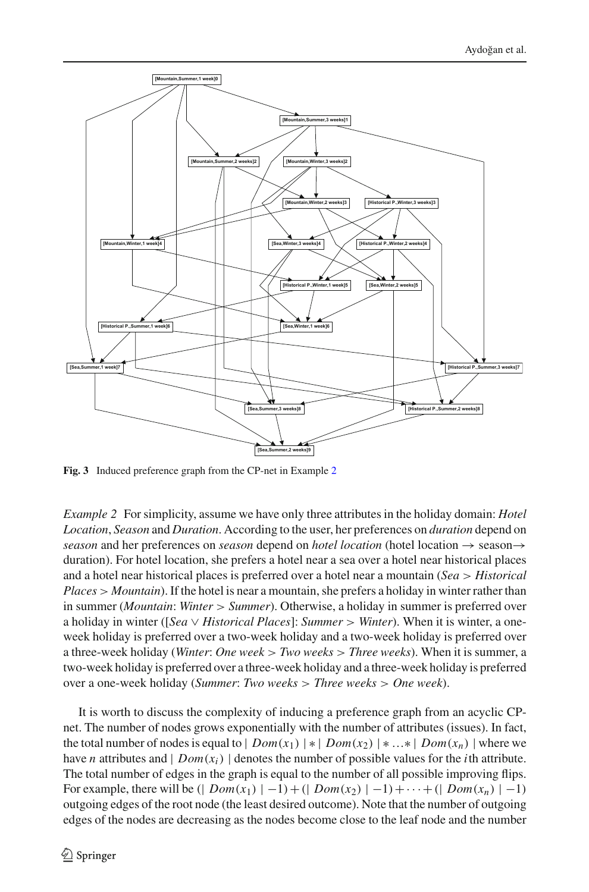**Fig. 3** Induced preference graph from the CP-net in Example 2

*Example 2* For simplicity, assume we have only three attributes in the holiday domain: *Hotel Location*, *Season* and *Duration*. According to the user, her preferences on *duration* depend on *season* and her preferences on *season* depend on *hotel location* (hotel location → season→ duration). For hotel location, she prefers a hotel near a sea over a hotel near historical places and a hotel near historical places is preferred over a hotel near a mountain (*Sea* > *Historical Places* > *Mountain*). If the hotel is near a mountain, she prefers a holiday in winter rather than in summer (*Mountain*: *Winter* > *Summer*). Otherwise, a holiday in summer is preferred over a holiday in winter ([*Sea* ∨ *Historical Places*]: *Summer* > *Winter*). When it is winter, a one-week holiday is preferred over a two-week holiday and a two-week holiday is preferred over a three-week holiday (*Winter*: *One week* > *Two weeks* > *Three weeks*). When it is summer, a two-week holiday is preferred over a three-week holiday and a three-week holiday is preferred over a one-week holiday (*Summer*: *Two weeks* > *Three weeks* > *One week*).

It is worth to discuss the complexity of inducing a preference graph from an acyclic CP-net. The number of nodes grows exponentially with the number of attributes (issues). In fact, the total number of nodes is equal to $| Dom(x_1) | * | Dom(x_2) | * \ldots * | Dom(x_n) |$ where we have $n$ attributes and $| Dom(x_i) |$ denotes the number of possible values for the $i$th attribute. The total number of edges in the graph is equal to the number of all possible improving flips. For example, there will be $(| Dom(x_1) | -1) + (| Dom(x_2) | -1) + \cdots + (| Dom(x_n) | -1)$ outgoing edges of the root node (the least desired outcome). Note that the number of outgoing edges of the nodes are decreasing as the nodes become close to the leaf node and the number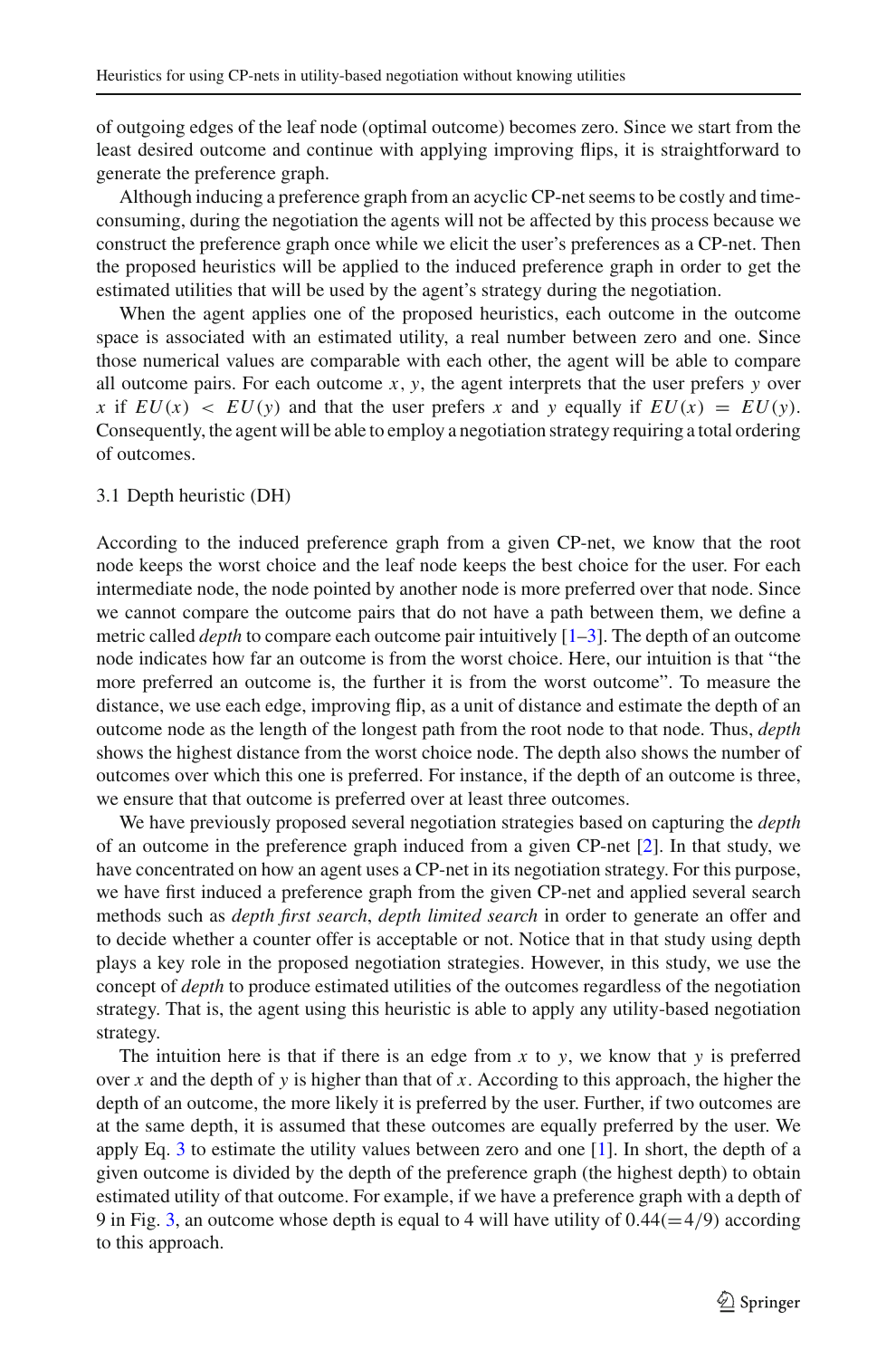of outgoing edges of the leaf node (optimal outcome) becomes zero. Since we start from the least desired outcome and continue with applying improving flips, it is straightforward to generate the preference graph.

Although inducing a preference graph from an acyclic CP-net seems to be costly and time-consuming, during the negotiation the agents will not be affected by this process because we construct the preference graph once while we elicit the user's preferences as a CP-net. Then the proposed heuristics will be applied to the induced preference graph in order to get the estimated utilities that will be used by the agent's strategy during the negotiation.

When the agent applies one of the proposed heuristics, each outcome in the outcome space is associated with an estimated utility, a real number between zero and one. Since those numerical values are comparable with each other, the agent will be able to compare all outcome pairs. For each outcome $x$, $y$, the agent interprets that the user prefers $y$ over $x$ if $EU(x) < EU(y)$ and that the user prefers $x$ and $y$ equally if $EU(x) = EU(y)$. Consequently, the agent will be able to employ a negotiation strategy requiring a total ordering of outcomes.

### 3.1 Depth heuristic (DH)

According to the induced preference graph from a given CP-net, we know that the root node keeps the worst choice and the leaf node keeps the best choice for the user. For each intermediate node, the node pointed by another node is more preferred over that node. Since we cannot compare the outcome pairs that do not have a path between them, we define a metric called *depth* to compare each outcome pair intuitively [1–3]. The depth of an outcome node indicates how far an outcome is from the worst choice. Here, our intuition is that "the more preferred an outcome is, the further it is from the worst outcome". To measure the distance, we use each edge, improving flip, as a unit of distance and estimate the depth of an outcome node as the length of the longest path from the root node to that node. Thus, *depth* shows the highest distance from the worst choice node. The depth also shows the number of outcomes over which this one is preferred. For instance, if the depth of an outcome is three, we ensure that that outcome is preferred over at least three outcomes.

We have previously proposed several negotiation strategies based on capturing the *depth* of an outcome in the preference graph induced from a given CP-net [2]. In that study, we have concentrated on how an agent uses a CP-net in its negotiation strategy. For this purpose, we have first induced a preference graph from the given CP-net and applied several search methods such as *depth first search*, *depth limited search* in order to generate an offer and to decide whether a counter offer is acceptable or not. Notice that in that study using depth plays a key role in the proposed negotiation strategies. However, in this study, we use the concept of *depth* to produce estimated utilities of the outcomes regardless of the negotiation strategy. That is, the agent using this heuristic is able to apply any utility-based negotiation strategy.

The intuition here is that if there is an edge from $x$ to $y$, we know that $y$ is preferred over $x$ and the depth of $y$ is higher than that of $x$. According to this approach, the higher the depth of an outcome, the more likely it is preferred by the user. Further, if two outcomes are at the same depth, it is assumed that these outcomes are equally preferred by the user. We apply Eq. 3 to estimate the utility values between zero and one [1]. In short, the depth of a given outcome is divided by the depth of the preference graph (the highest depth) to obtain estimated utility of that outcome. For example, if we have a preference graph with a depth of 9 in Fig. 3, an outcome whose depth is equal to 4 will have utility of $0.44 (= 4/9)$ according to this approach.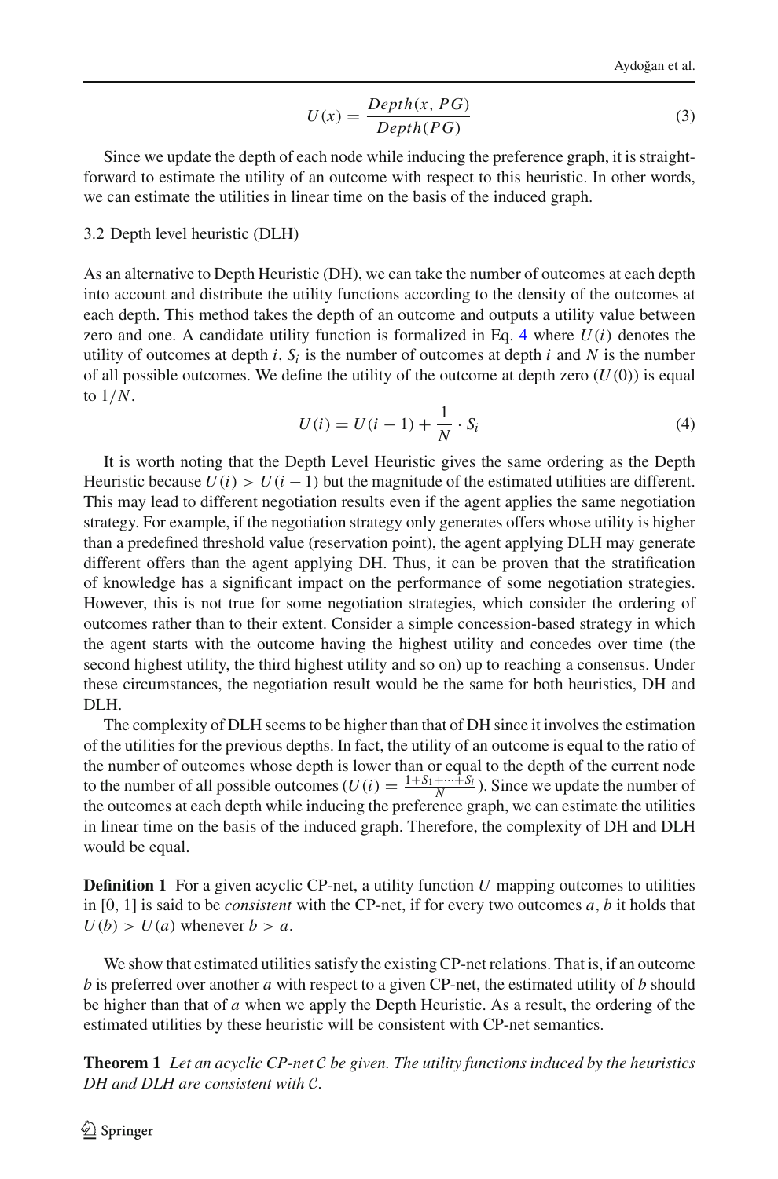$$U(x) = \frac{Depth(x, PG)}{Depth(PG)} \tag{3}$$

Since we update the depth of each node while inducing the preference graph, it is straightforward to estimate the utility of an outcome with respect to this heuristic. In other words, we can estimate the utilities in linear time on the basis of the induced graph.

### 3.2 Depth level heuristic (DLH)

As an alternative to Depth Heuristic (DH), we can take the number of outcomes at each depth into account and distribute the utility functions according to the density of the outcomes at each depth. This method takes the depth of an outcome and outputs a utility value between zero and one. A candidate utility function is formalized in Eq. 4 where $U(i)$ denotes the utility of outcomes at depth $i$, $S_i$ is the number of outcomes at depth $i$ and $N$ is the number of all possible outcomes. We define the utility of the outcome at depth zero ($U(0)$) is equal to $1/N$.

$$U(i) = U(i-1) + \frac{1}{N} \cdot S_i \tag{4}$$

It is worth noting that the Depth Level Heuristic gives the same ordering as the Depth Heuristic because $U(i) > U(i-1)$ but the magnitude of the estimated utilities are different. This may lead to different negotiation results even if the agent applies the same negotiation strategy. For example, if the negotiation strategy only generates offers whose utility is higher than a predefined threshold value (reservation point), the agent applying DLH may generate different offers than the agent applying DH. Thus, it can be proven that the stratification of knowledge has a significant impact on the performance of some negotiation strategies. However, this is not true for some negotiation strategies, which consider the ordering of outcomes rather than to their extent. Consider a simple concession-based strategy in which the agent starts with the outcome having the highest utility and concedes over time (the second highest utility, the third highest utility and so on) up to reaching a consensus. Under these circumstances, the negotiation result would be the same for both heuristics, DH and DLH.

The complexity of DLH seems to be higher than that of DH since it involves the estimation of the utilities for the previous depths. In fact, the utility of an outcome is equal to the ratio of the number of outcomes whose depth is lower than or equal to the depth of the current node to the number of all possible outcomes ($U(i) = \frac{1+S_1+\cdots+S_i}{N}$). Since we update the number of the outcomes at each depth while inducing the preference graph, we can estimate the utilities in linear time on the basis of the induced graph. Therefore, the complexity of DH and DLH would be equal.

**Definition 1** For a given acyclic CP-net, a utility function $U$ mapping outcomes to utilities in [0, 1] is said to be *consistent* with the CP-net, if for every two outcomes $a$, $b$ it holds that $U(b) > U(a)$ whenever $b > a$.

We show that estimated utilities satisfy the existing CP-net relations. That is, if an outcome $b$ is preferred over another $a$ with respect to a given CP-net, the estimated utility of $b$ should be higher than that of $a$ when we apply the Depth Heuristic. As a result, the ordering of the estimated utilities by these heuristic will be consistent with CP-net semantics.

**Theorem 1** *Let an acyclic CP-net $\mathcal{C}$ be given. The utility functions induced by the heuristics DH and DLH are consistent with $\mathcal{C}$.*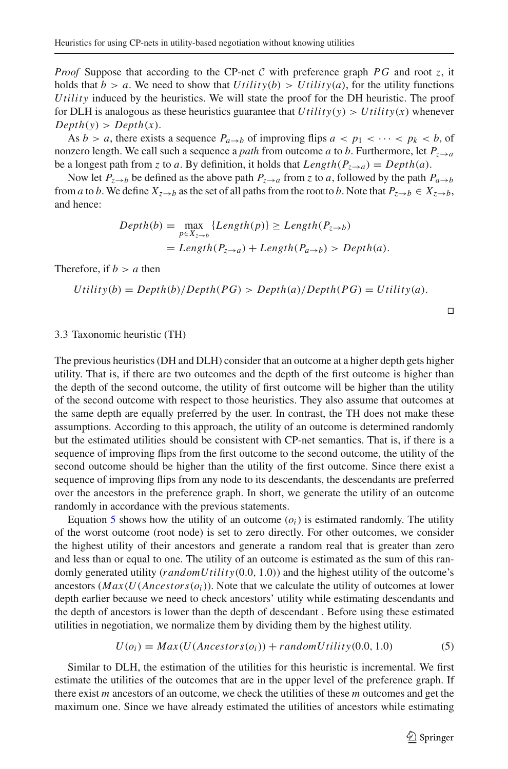*Proof* Suppose that according to the CP-net $\mathcal{C}$ with preference graph $PG$ and root $z$, it holds that $b > a$. We need to show that $Utility(b) > Utility(a)$, for the utility functions $Utility$ induced by the heuristics. We will state the proof for the DH heuristic. The proof for DLH is analogous as these heuristics guarantee that $Utility(y) > Utility(x)$ whenever $Depth(y) > Depth(x)$.

As $b > a$, there exists a sequence $P_{a \to b}$ of improving flips $a < p_1 < \cdots < p_k < b$, of nonzero length. We call such a sequence a *path* from outcome $a$ to $b$. Furthermore, let $P_{z \to a}$ be a longest path from $z$ to $a$. By definition, it holds that $Length(P_{z \to a}) = Depth(a)$.

Now let $P_{z \to b}$ be defined as the above path $P_{z \to a}$ from $z$ to $a$, followed by the path $P_{a \to b}$ from $a$ to $b$. We define $X_{z \to b}$ as the set of all paths from the root to $b$. Note that $P_{z \to b} \in X_{z \to b}$, and hence:

$$
\begin{aligned}
Depth(b) &= \max_{p \in X_{z \to b}} \{Length(p)\} \geq Length(P_{z \to b}) \\
&= Length(P_{z \to a}) + Length(P_{a \to b}) > Depth(a).
\end{aligned}
$$

Therefore, if $b > a$ then

$$
Utility(b) = Depth(b)/Depth(PG) > Depth(a)/Depth(PG) = Utility(a).
$$

□

### 3.3 Taxonomic heuristic (TH)

The previous heuristics (DH and DLH) consider that an outcome at a higher depth gets higher utility. That is, if there are two outcomes and the depth of the first outcome is higher than the depth of the second outcome, the utility of first outcome will be higher than the utility of the second outcome with respect to those heuristics. They also assume that outcomes at the same depth are equally preferred by the user. In contrast, the TH does not make these assumptions. According to this approach, the utility of an outcome is determined randomly but the estimated utilities should be consistent with CP-net semantics. That is, if there is a sequence of improving flips from the first outcome to the second outcome, the utility of the second outcome should be higher than the utility of the first outcome. Since there exist a sequence of improving flips from any node to its descendants, the descendants are preferred over the ancestors in the preference graph. In short, we generate the utility of an outcome randomly in accordance with the previous statements.

Equation 5 shows how the utility of an outcome ($o_i$) is estimated randomly. The utility of the worst outcome (root node) is set to zero directly. For other outcomes, we consider the highest utility of their ancestors and generate a random real that is greater than zero and less than or equal to one. The utility of an outcome is estimated as the sum of this randomly generated utility ($randomUtility(0.0, 1.0)$) and the highest utility of the outcome's ancestors ($Max(U(Ancestors(o_i))$). Note that we calculate the utility of outcomes at lower depth earlier because we need to check ancestors' utility while estimating descendants and the depth of ancestors is lower than the depth of descendant . Before using these estimated utilities in negotiation, we normalize them by dividing them by the highest utility.

$$
U(o_i) = Max(U(Ancestors(o_i)) + randomUtility(0.0, 1.0) \tag{5}
$$

Similar to DLH, the estimation of the utilities for this heuristic is incremental. We first estimate the utilities of the outcomes that are in the upper level of the preference graph. If there exist $m$ ancestors of an outcome, we check the utilities of these $m$ outcomes and get the maximum one. Since we have already estimated the utilities of ancestors while estimating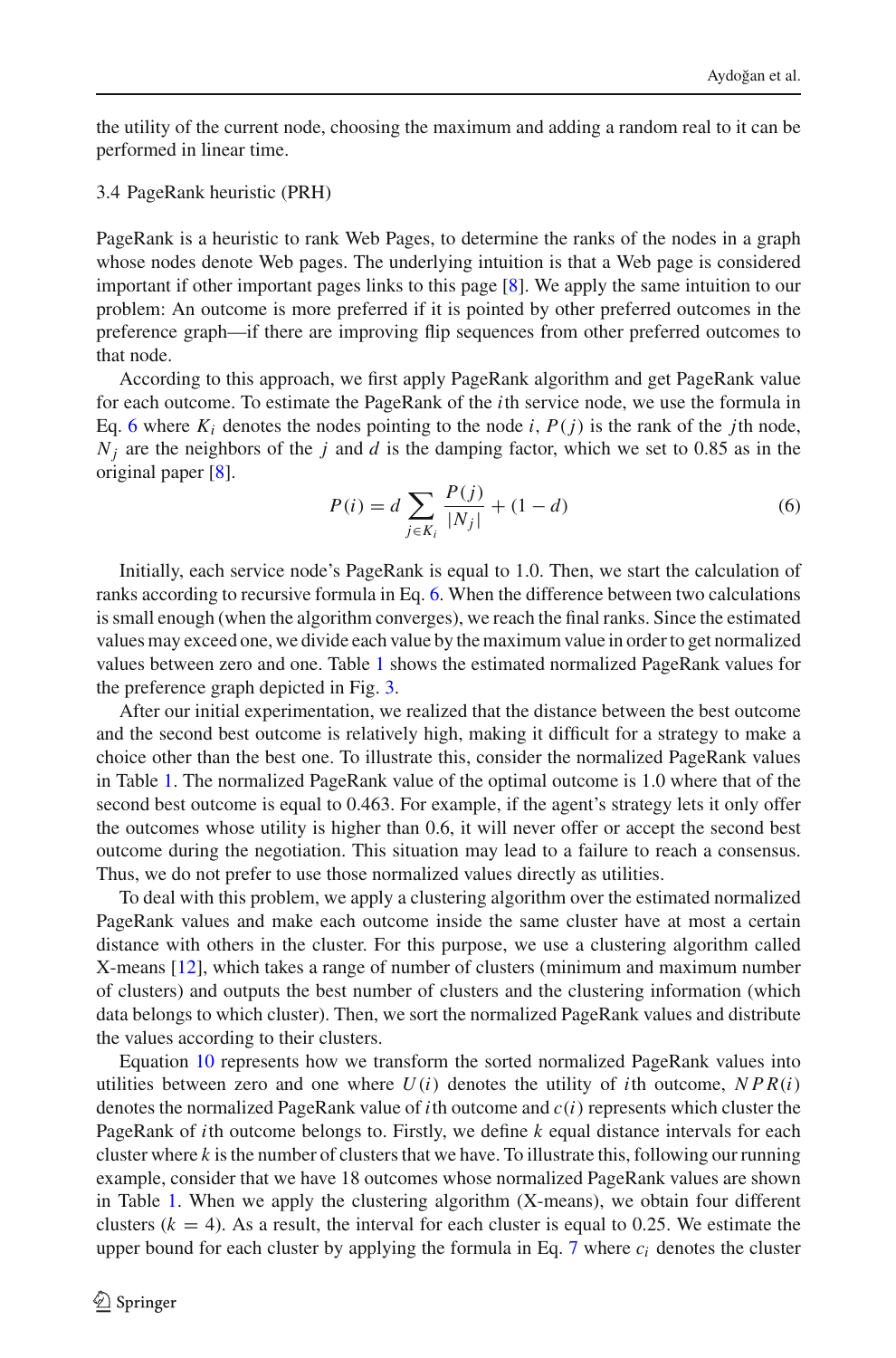the utility of the current node, choosing the maximum and adding a random real to it can be performed in linear time.

### 3.4 PageRank heuristic (PRH)

PageRank is a heuristic to rank Web Pages, to determine the ranks of the nodes in a graph whose nodes denote Web pages. The underlying intuition is that a Web page is considered important if other important pages links to this page [8]. We apply the same intuition to our problem: An outcome is more preferred if it is pointed by other preferred outcomes in the preference graph—if there are improving flip sequences from other preferred outcomes to that node.

According to this approach, we first apply PageRank algorithm and get PageRank value for each outcome. To estimate the PageRank of the $i$th service node, we use the formula in Eq. 6 where $K_i$ denotes the nodes pointing to the node $i$, $P(j)$ is the rank of the $j$th node, $N_j$ are the neighbors of the $j$ and $d$ is the damping factor, which we set to 0.85 as in the original paper [8].

$$P(i) = d \sum_{j \in K_i} \frac{P(j)}{|N_j|} + (1 - d) \tag{6}$$

Initially, each service node's PageRank is equal to 1.0. Then, we start the calculation of ranks according to recursive formula in Eq. 6. When the difference between two calculations is small enough (when the algorithm converges), we reach the final ranks. Since the estimated values may exceed one, we divide each value by the maximum value in order to get normalized values between zero and one. Table 1 shows the estimated normalized PageRank values for the preference graph depicted in Fig. 3.

After our initial experimentation, we realized that the distance between the best outcome and the second best outcome is relatively high, making it difficult for a strategy to make a choice other than the best one. To illustrate this, consider the normalized PageRank values in Table 1. The normalized PageRank value of the optimal outcome is 1.0 where that of the second best outcome is equal to 0.463. For example, if the agent's strategy lets it only offer the outcomes whose utility is higher than 0.6, it will never offer or accept the second best outcome during the negotiation. This situation may lead to a failure to reach a consensus. Thus, we do not prefer to use those normalized values directly as utilities.

To deal with this problem, we apply a clustering algorithm over the estimated normalized PageRank values and make each outcome inside the same cluster have at most a certain distance with others in the cluster. For this purpose, we use a clustering algorithm called X-means [12], which takes a range of number of clusters (minimum and maximum number of clusters) and outputs the best number of clusters and the clustering information (which data belongs to which cluster). Then, we sort the normalized PageRank values and distribute the values according to their clusters.

Equation 10 represents how we transform the sorted normalized PageRank values into utilities between zero and one where $U(i)$ denotes the utility of $i$th outcome, $NPR(i)$ denotes the normalized PageRank value of $i$th outcome and $c(i)$ represents which cluster the PageRank of $i$th outcome belongs to. Firstly, we define $k$ equal distance intervals for each cluster where $k$ is the number of clusters that we have. To illustrate this, following our running example, consider that we have 18 outcomes whose normalized PageRank values are shown in Table 1. When we apply the clustering algorithm (X-means), we obtain four different clusters ($k = 4$). As a result, the interval for each cluster is equal to 0.25. We estimate the upper bound for each cluster by applying the formula in Eq. 7 where $c_i$ denotes the cluster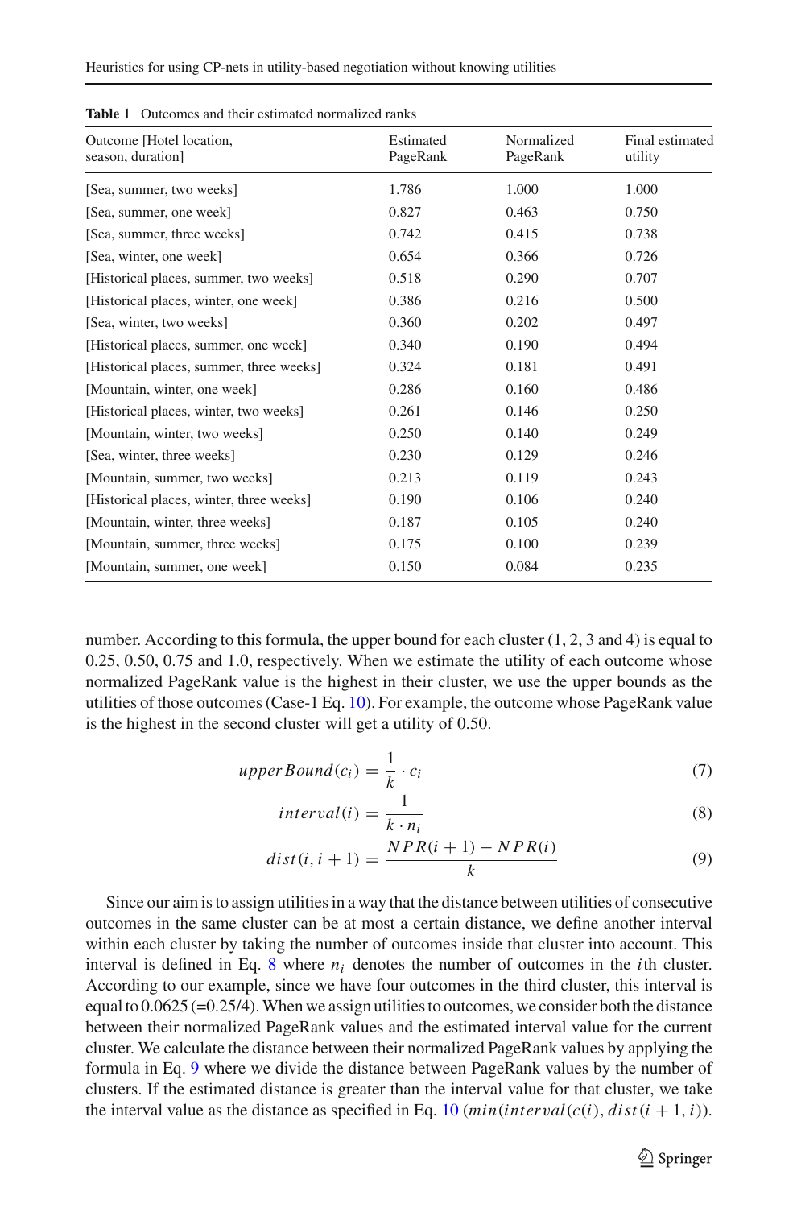**Table 1** Outcomes and their estimated normalized ranks

| Outcome [Hotel location, season, duration] | Estimated PageRank | Normalized PageRank | Final estimated utility |
|---|---|---|---|
| [Sea, summer, two weeks] | 1.786 | 1.000 | 1.000 |
| [Sea, summer, one week] | 0.827 | 0.463 | 0.750 |
| [Sea, summer, three weeks] | 0.742 | 0.415 | 0.738 |
| [Sea, winter, one week] | 0.654 | 0.366 | 0.726 |
| [Historical places, summer, two weeks] | 0.518 | 0.290 | 0.707 |
| [Historical places, winter, one week] | 0.386 | 0.216 | 0.500 |
| [Sea, winter, two weeks] | 0.360 | 0.202 | 0.497 |
| [Historical places, summer, one week] | 0.340 | 0.190 | 0.494 |
| [Historical places, summer, three weeks] | 0.324 | 0.181 | 0.491 |
| [Mountain, winter, one week] | 0.286 | 0.160 | 0.486 |
| [Historical places, winter, two weeks] | 0.261 | 0.146 | 0.250 |
| [Mountain, winter, two weeks] | 0.250 | 0.140 | 0.249 |
| [Sea, winter, three weeks] | 0.230 | 0.129 | 0.246 |
| [Mountain, summer, two weeks] | 0.213 | 0.119 | 0.243 |
| [Historical places, winter, three weeks] | 0.190 | 0.106 | 0.240 |
| [Mountain, winter, three weeks] | 0.187 | 0.105 | 0.240 |
| [Mountain, summer, three weeks] | 0.175 | 0.100 | 0.239 |
| [Mountain, summer, one week] | 0.150 | 0.084 | 0.235 |

number. According to this formula, the upper bound for each cluster (1, 2, 3 and 4) is equal to 0.25, 0.50, 0.75 and 1.0, respectively. When we estimate the utility of each outcome whose normalized PageRank value is the highest in their cluster, we use the upper bounds as the utilities of those outcomes (Case-1 Eq. 10). For example, the outcome whose PageRank value is the highest in the second cluster will get a utility of 0.50.

$$upperBound(c_i) = \frac{1}{k} \cdot c_i \tag{7}$$

$$interval(i) = \frac{1}{k \cdot n_i} \tag{8}$$

$$dist(i, i+1) = \frac{NPR(i+1) - NPR(i)}{k} \tag{9}$$

Since our aim is to assign utilities in a way that the distance between utilities of consecutive outcomes in the same cluster can be at most a certain distance, we define another interval within each cluster by taking the number of outcomes inside that cluster into account. This interval is defined in Eq. 8 where $n_i$ denotes the number of outcomes in the $i$th cluster. According to our example, since we have four outcomes in the third cluster, this interval is equal to 0.0625 (=0.25/4). When we assign utilities to outcomes, we consider both the distance between their normalized PageRank values and the estimated interval value for the current cluster. We calculate the distance between their normalized PageRank values by applying the formula in Eq. 9 where we divide the distance between PageRank values by the number of clusters. If the estimated distance is greater than the interval value for that cluster, we take the interval value as the distance as specified in Eq. 10 ($min(interval(c(i)), dist(i+1, i))$).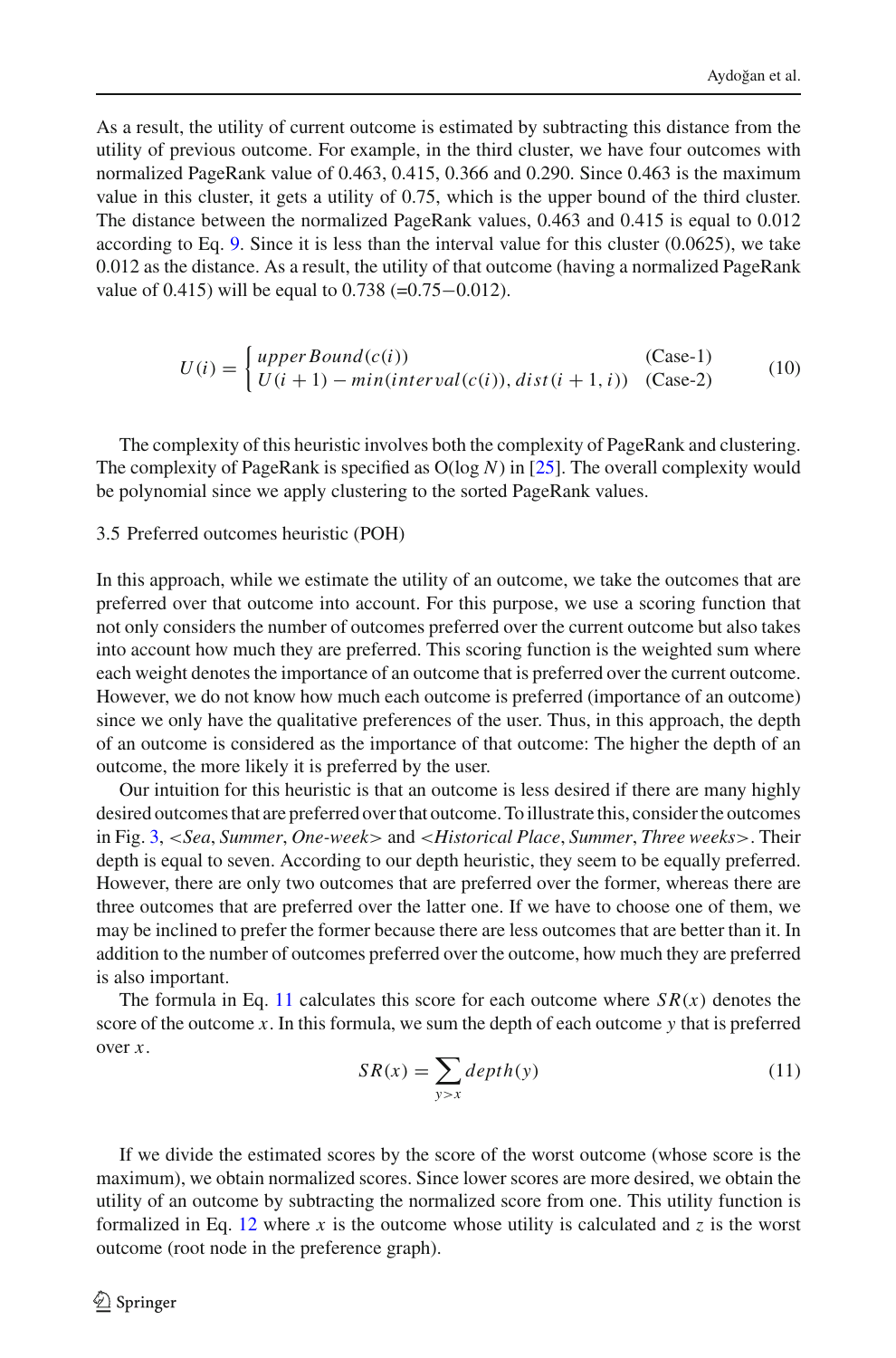As a result, the utility of current outcome is estimated by subtracting this distance from the utility of previous outcome. For example, in the third cluster, we have four outcomes with normalized PageRank value of 0.463, 0.415, 0.366 and 0.290. Since 0.463 is the maximum value in this cluster, it gets a utility of 0.75, which is the upper bound of the third cluster. The distance between the normalized PageRank values, 0.463 and 0.415 is equal to 0.012 according to Eq. 9. Since it is less than the interval value for this cluster (0.0625), we take 0.012 as the distance. As a result, the utility of that outcome (having a normalized PageRank value of 0.415) will be equal to 0.738 (=0.75−0.012).

$$U(i) = \begin{cases} upperBound(c(i)) & \text{(Case-1)} \\ U(i+1) - min(interval(c(i)), dist(i+1, i)) & \text{(Case-2)} \end{cases} \tag{10}$$

The complexity of this heuristic involves both the complexity of PageRank and clustering. The complexity of PageRank is specified as O(log $N$) in [25]. The overall complexity would be polynomial since we apply clustering to the sorted PageRank values.

### 3.5 Preferred outcomes heuristic (POH)

In this approach, while we estimate the utility of an outcome, we take the outcomes that are preferred over that outcome into account. For this purpose, we use a scoring function that not only considers the number of outcomes preferred over the current outcome but also takes into account how much they are preferred. This scoring function is the weighted sum where each weight denotes the importance of an outcome that is preferred over the current outcome. However, we do not know how much each outcome is preferred (importance of an outcome) since we only have the qualitative preferences of the user. Thus, in this approach, the depth of an outcome is considered as the importance of that outcome: The higher the depth of an outcome, the more likely it is preferred by the user.

Our intuition for this heuristic is that an outcome is less desired if there are many highly desired outcomes that are preferred over that outcome. To illustrate this, consider the outcomes in Fig. 3, <*Sea*, *Summer*, *One-week*> and <*Historical Place*, *Summer*, *Three weeks*>. Their depth is equal to seven. According to our depth heuristic, they seem to be equally preferred. However, there are only two outcomes that are preferred over the former, whereas there are three outcomes that are preferred over the latter one. If we have to choose one of them, we may be inclined to prefer the former because there are less outcomes that are better than it. In addition to the number of outcomes preferred over the outcome, how much they are preferred is also important.

The formula in Eq. 11 calculates this score for each outcome where $SR(x)$ denotes the score of the outcome $x$. In this formula, we sum the depth of each outcome $y$ that is preferred over $x$.

$$SR(x) = \sum_{y > x} depth(y) \tag{11}$$

If we divide the estimated scores by the score of the worst outcome (whose score is the maximum), we obtain normalized scores. Since lower scores are more desired, we obtain the utility of an outcome by subtracting the normalized score from one. This utility function is formalized in Eq. 12 where $x$ is the outcome whose utility is calculated and $z$ is the worst outcome (root node in the preference graph).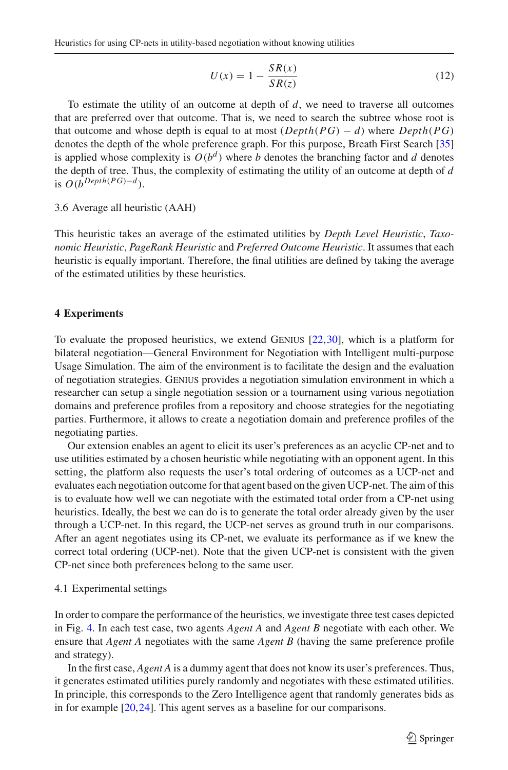$$U(x) = 1 - \frac{SR(x)}{SR(z)} \tag{12}$$

To estimate the utility of an outcome at depth of $d$, we need to traverse all outcomes that are preferred over that outcome. That is, we need to search the subtree whose root is that outcome and whose depth is equal to at most $(Depth(PG) - d)$ where $Depth(PG)$ denotes the depth of the whole preference graph. For this purpose, Breath First Search [35] is applied whose complexity is $O(b^d)$ where $b$ denotes the branching factor and $d$ denotes the depth of tree. Thus, the complexity of estimating the utility of an outcome at depth of $d$ is $O(b^{Depth(PG)-d})$.

### 3.6 Average all heuristic (AAH)

This heuristic takes an average of the estimated utilities by *Depth Level Heuristic*, *Taxonomic Heuristic*, *PageRank Heuristic* and *Preferred Outcome Heuristic*. It assumes that each heuristic is equally important. Therefore, the final utilities are defined by taking the average of the estimated utilities by these heuristics.

## 4 Experiments

To evaluate the proposed heuristics, we extend Genius [22,30], which is a platform for bilateral negotiation—General Environment for Negotiation with Intelligent multi-purpose Usage Simulation. The aim of the environment is to facilitate the design and the evaluation of negotiation strategies. Genius provides a negotiation simulation environment in which a researcher can setup a single negotiation session or a tournament using various negotiation domains and preference profiles from a repository and choose strategies for the negotiating parties. Furthermore, it allows to create a negotiation domain and preference profiles of the negotiating parties.

Our extension enables an agent to elicit its user's preferences as an acyclic CP-net and to use utilities estimated by a chosen heuristic while negotiating with an opponent agent. In this setting, the platform also requests the user's total ordering of outcomes as a UCP-net and evaluates each negotiation outcome for that agent based on the given UCP-net. The aim of this is to evaluate how well we can negotiate with the estimated total order from a CP-net using heuristics. Ideally, the best we can do is to generate the total order already given by the user through a UCP-net. In this regard, the UCP-net serves as ground truth in our comparisons. After an agent negotiates using its CP-net, we evaluate its performance as if we knew the correct total ordering (UCP-net). Note that the given UCP-net is consistent with the given CP-net since both preferences belong to the same user.

### 4.1 Experimental settings

In order to compare the performance of the heuristics, we investigate three test cases depicted in Fig. 4. In each test case, two agents *Agent A* and *Agent B* negotiate with each other. We ensure that *Agent A* negotiates with the same *Agent B* (having the same preference profile and strategy).

In the first case, *Agent A* is a dummy agent that does not know its user's preferences. Thus, it generates estimated utilities purely randomly and negotiates with these estimated utilities. In principle, this corresponds to the Zero Intelligence agent that randomly generates bids as in for example [20,24]. This agent serves as a baseline for our comparisons.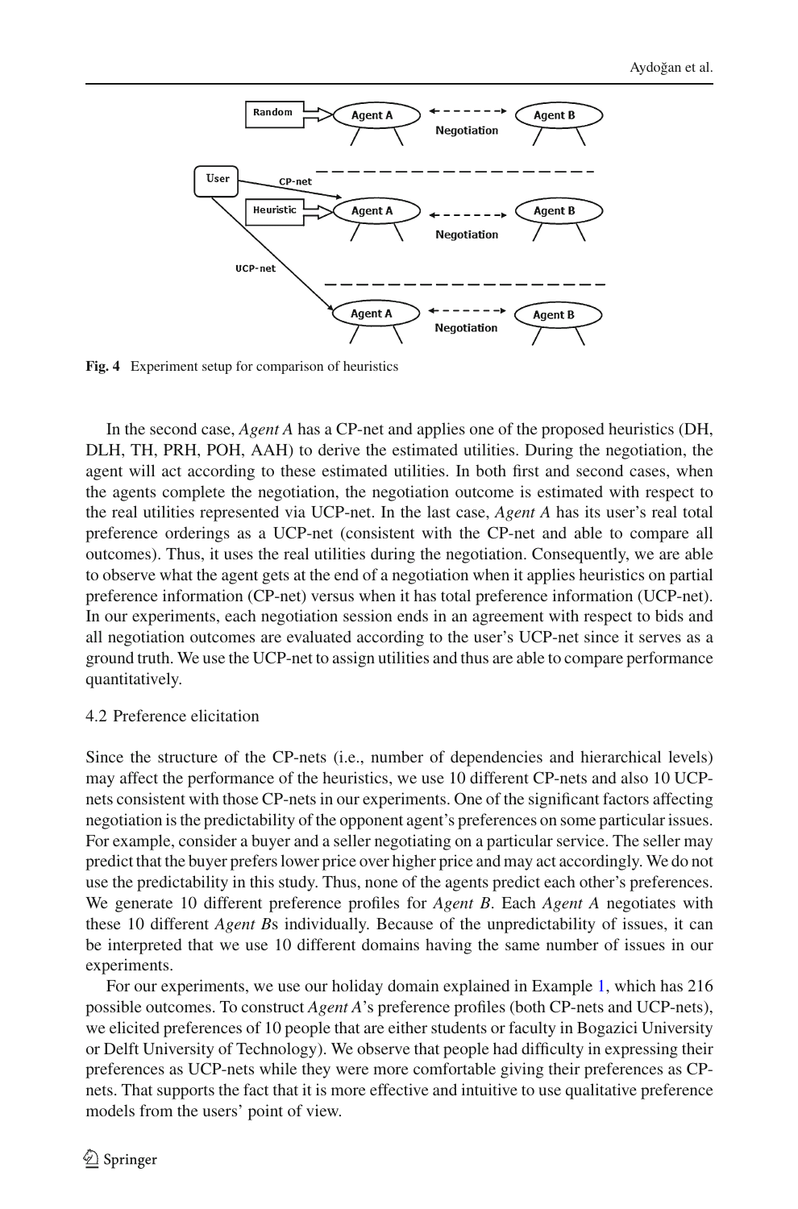Fig. 4 Experiment setup for comparison of heuristics

In the second case, *Agent A* has a CP-net and applies one of the proposed heuristics (DH, DLH, TH, PRH, POH, AAH) to derive the estimated utilities. During the negotiation, the agent will act according to these estimated utilities. In both first and second cases, when the agents complete the negotiation, the negotiation outcome is estimated with respect to the real utilities represented via UCP-net. In the last case, *Agent A* has its user's real total preference orderings as a UCP-net (consistent with the CP-net and able to compare all outcomes). Thus, it uses the real utilities during the negotiation. Consequently, we are able to observe what the agent gets at the end of a negotiation when it applies heuristics on partial preference information (CP-net) versus when it has total preference information (UCP-net). In our experiments, each negotiation session ends in an agreement with respect to bids and all negotiation outcomes are evaluated according to the user's UCP-net since it serves as a ground truth. We use the UCP-net to assign utilities and thus are able to compare performance quantitatively.

4.2 Preference elicitation

Since the structure of the CP-nets (i.e., number of dependencies and hierarchical levels) may affect the performance of the heuristics, we use 10 different CP-nets and also 10 UCP-nets consistent with those CP-nets in our experiments. One of the significant factors affecting negotiation is the predictability of the opponent agent's preferences on some particular issues. For example, consider a buyer and a seller negotiating on a particular service. The seller may predict that the buyer prefers lower price over higher price and may act accordingly. We do not use the predictability in this study. Thus, none of the agents predict each other's preferences. We generate 10 different preference profiles for *Agent B*. Each *Agent A* negotiates with these 10 different *Agent B*s individually. Because of the unpredictability of issues, it can be interpreted that we use 10 different domains having the same number of issues in our experiments.

For our experiments, we use our holiday domain explained in Example 1, which has 216 possible outcomes. To construct *Agent A*'s preference profiles (both CP-nets and UCP-nets), we elicited preferences of 10 people that are either students or faculty in Bogazici University or Delft University of Technology). We observe that people had difficulty in expressing their preferences as UCP-nets while they were more comfortable giving their preferences as CP-nets. That supports the fact that it is more effective and intuitive to use qualitative preference models from the users' point of view.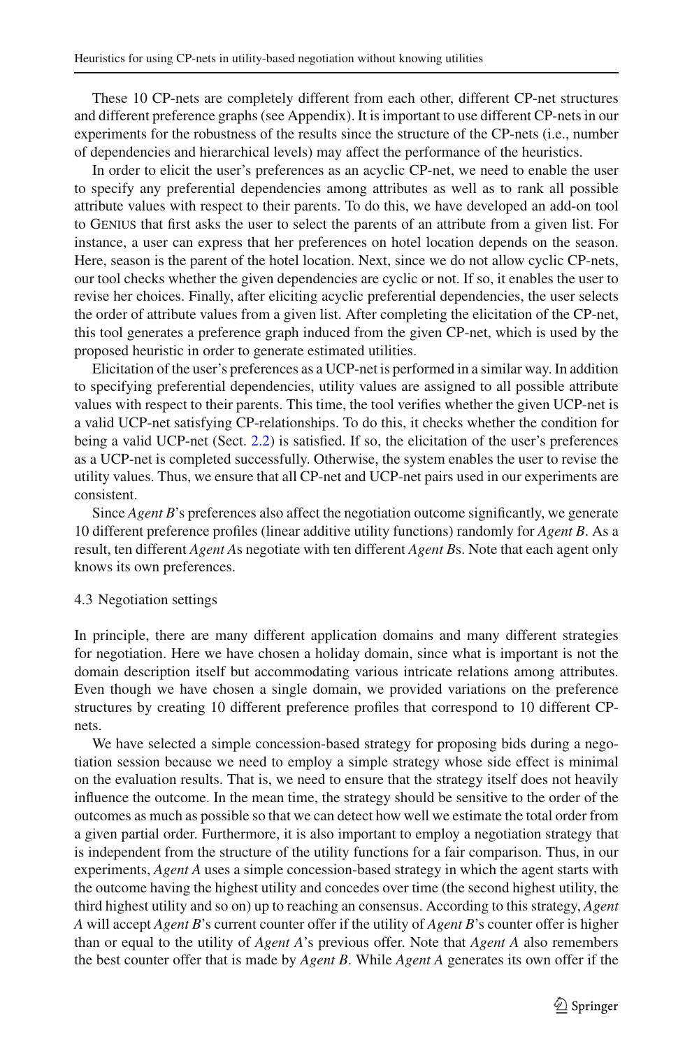These 10 CP-nets are completely different from each other, different CP-net structures and different preference graphs (see Appendix). It is important to use different CP-nets in our experiments for the robustness of the results since the structure of the CP-nets (i.e., number of dependencies and hierarchical levels) may affect the performance of the heuristics.

In order to elicit the user's preferences as an acyclic CP-net, we need to enable the user to specify any preferential dependencies among attributes as well as to rank all possible attribute values with respect to their parents. To do this, we have developed an add-on tool to Genius that first asks the user to select the parents of an attribute from a given list. For instance, a user can express that her preferences on hotel location depends on the season. Here, season is the parent of the hotel location. Next, since we do not allow cyclic CP-nets, our tool checks whether the given dependencies are cyclic or not. If so, it enables the user to revise her choices. Finally, after eliciting acyclic preferential dependencies, the user selects the order of attribute values from a given list. After completing the elicitation of the CP-net, this tool generates a preference graph induced from the given CP-net, which is used by the proposed heuristic in order to generate estimated utilities.

Elicitation of the user's preferences as a UCP-net is performed in a similar way. In addition to specifying preferential dependencies, utility values are assigned to all possible attribute values with respect to their parents. This time, the tool verifies whether the given UCP-net is a valid UCP-net satisfying CP-relationships. To do this, it checks whether the condition for being a valid UCP-net (Sect. 2.2) is satisfied. If so, the elicitation of the user's preferences as a UCP-net is completed successfully. Otherwise, the system enables the user to revise the utility values. Thus, we ensure that all CP-net and UCP-net pairs used in our experiments are consistent.

Since *Agent B*'s preferences also affect the negotiation outcome significantly, we generate 10 different preference profiles (linear additive utility functions) randomly for *Agent B*. As a result, ten different *Agent A*s negotiate with ten different *Agent B*s. Note that each agent only knows its own preferences.

### 4.3 Negotiation settings

In principle, there are many different application domains and many different strategies for negotiation. Here we have chosen a holiday domain, since what is important is not the domain description itself but accommodating various intricate relations among attributes. Even though we have chosen a single domain, we provided variations on the preference structures by creating 10 different preference profiles that correspond to 10 different CP-nets.

We have selected a simple concession-based strategy for proposing bids during a negotiation session because we need to employ a simple strategy whose side effect is minimal on the evaluation results. That is, we need to ensure that the strategy itself does not heavily influence the outcome. In the mean time, the strategy should be sensitive to the order of the outcomes as much as possible so that we can detect how well we estimate the total order from a given partial order. Furthermore, it is also important to employ a negotiation strategy that is independent from the structure of the utility functions for a fair comparison. Thus, in our experiments, *Agent A* uses a simple concession-based strategy in which the agent starts with the outcome having the highest utility and concedes over time (the second highest utility, the third highest utility and so on) up to reaching an consensus. According to this strategy, *Agent A* will accept *Agent B*'s current counter offer if the utility of *Agent B*'s counter offer is higher than or equal to the utility of *Agent A*'s previous offer. Note that *Agent A* also remembers the best counter offer that is made by *Agent B*. While *Agent A* generates its own offer if the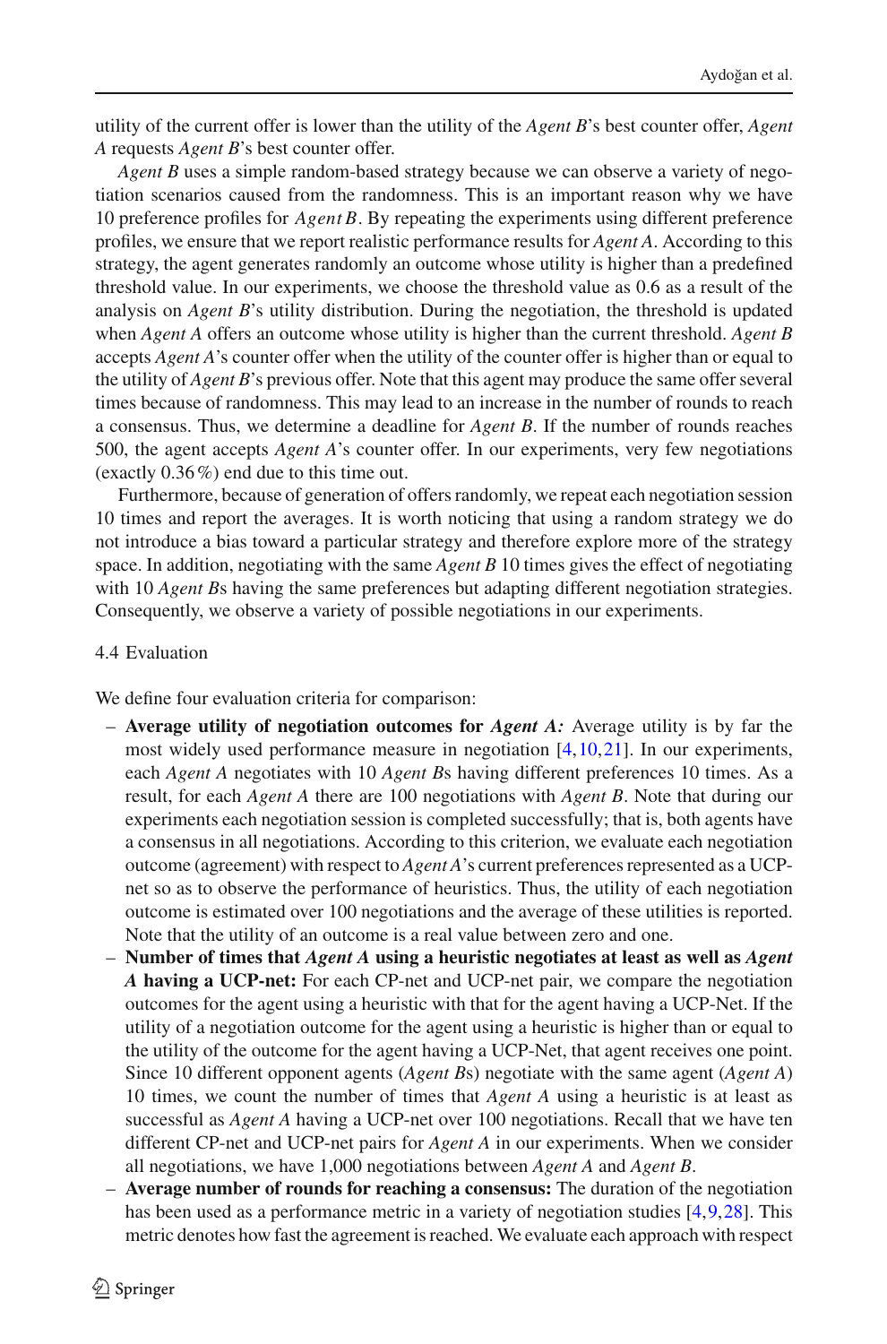utility of the current offer is lower than the utility of the *Agent B*'s best counter offer, *Agent A* requests *Agent B*'s best counter offer.

*Agent B* uses a simple random-based strategy because we can observe a variety of negotiation scenarios caused from the randomness. This is an important reason why we have 10 preference profiles for *Agent B*. By repeating the experiments using different preference profiles, we ensure that we report realistic performance results for *Agent A*. According to this strategy, the agent generates randomly an outcome whose utility is higher than a predefined threshold value. In our experiments, we choose the threshold value as 0.6 as a result of the analysis on *Agent B*'s utility distribution. During the negotiation, the threshold is updated when *Agent A* offers an outcome whose utility is higher than the current threshold. *Agent B* accepts *Agent A*'s counter offer when the utility of the counter offer is higher than or equal to the utility of *Agent B*'s previous offer. Note that this agent may produce the same offer several times because of randomness. This may lead to an increase in the number of rounds to reach a consensus. Thus, we determine a deadline for *Agent B*. If the number of rounds reaches 500, the agent accepts *Agent A*'s counter offer. In our experiments, very few negotiations (exactly 0.36 %) end due to this time out.

Furthermore, because of generation of offers randomly, we repeat each negotiation session 10 times and report the averages. It is worth noticing that using a random strategy we do not introduce a bias toward a particular strategy and therefore explore more of the strategy space. In addition, negotiating with the same *Agent B* 10 times gives the effect of negotiating with 10 *Agent B*s having the same preferences but adapting different negotiation strategies. Consequently, we observe a variety of possible negotiations in our experiments.

### 4.4 Evaluation

We define four evaluation criteria for comparison:

- **Average utility of negotiation outcomes for *Agent A*:** Average utility is by far the most widely used performance measure in negotiation [4,10,21]. In our experiments, each *Agent A* negotiates with 10 *Agent B*s having different preferences 10 times. As a result, for each *Agent A* there are 100 negotiations with *Agent B*. Note that during our experiments each negotiation session is completed successfully; that is, both agents have a consensus in all negotiations. According to this criterion, we evaluate each negotiation outcome (agreement) with respect to *Agent A*'s current preferences represented as a UCP-net so as to observe the performance of heuristics. Thus, the utility of each negotiation outcome is estimated over 100 negotiations and the average of these utilities is reported. Note that the utility of an outcome is a real value between zero and one.
- **Number of times that *Agent A* using a heuristic negotiates at least as well as *Agent A* having a UCP-net:** For each CP-net and UCP-net pair, we compare the negotiation outcomes for the agent using a heuristic with that for the agent having a UCP-Net. If the utility of a negotiation outcome for the agent using a heuristic is higher than or equal to the utility of the outcome for the agent having a UCP-Net, that agent receives one point. Since 10 different opponent agents (*Agent B*s) negotiate with the same agent (*Agent A*) 10 times, we count the number of times that *Agent A* using a heuristic is at least as successful as *Agent A* having a UCP-net over 100 negotiations. Recall that we have ten different CP-net and UCP-net pairs for *Agent A* in our experiments. When we consider all negotiations, we have 1,000 negotiations between *Agent A* and *Agent B*.
- **Average number of rounds for reaching a consensus:** The duration of the negotiation has been used as a performance metric in a variety of negotiation studies [4,9,28]. This metric denotes how fast the agreement is reached. We evaluate each approach with respect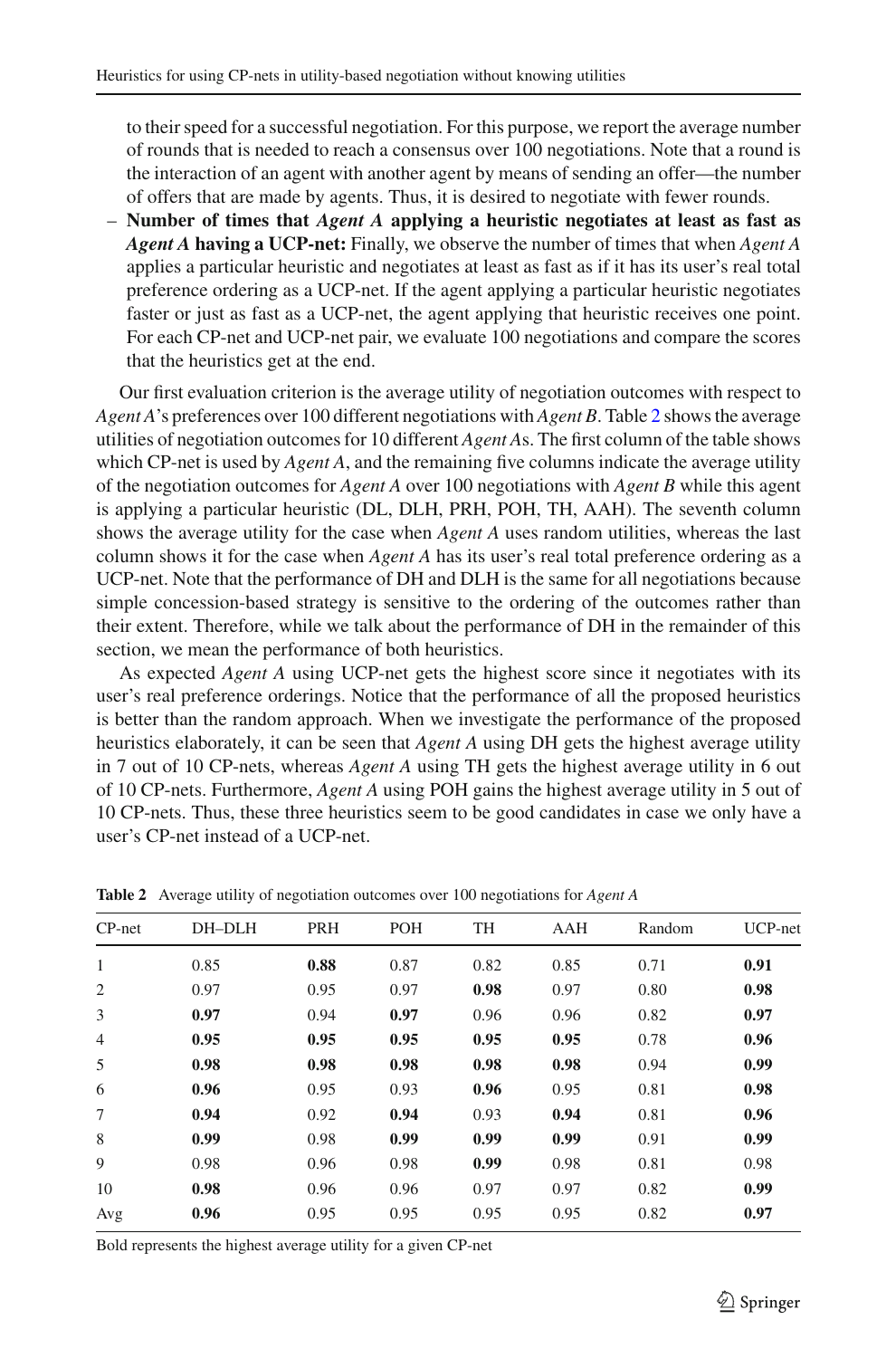to their speed for a successful negotiation. For this purpose, we report the average number of rounds that is needed to reach a consensus over 100 negotiations. Note that a round is the interaction of an agent with another agent by means of sending an offer—the number of offers that are made by agents. Thus, it is desired to negotiate with fewer rounds.

- **Number of times that *Agent A* applying a heuristic negotiates at least as fast as *Agent A* having a UCP-net:** Finally, we observe the number of times that when *Agent A* applies a particular heuristic and negotiates at least as fast as if it has its user's real total preference ordering as a UCP-net. If the agent applying a particular heuristic negotiates faster or just as fast as a UCP-net, the agent applying that heuristic receives one point. For each CP-net and UCP-net pair, we evaluate 100 negotiations and compare the scores that the heuristics get at the end.

Our first evaluation criterion is the average utility of negotiation outcomes with respect to *Agent A*'s preferences over 100 different negotiations with *Agent B*. Table 2 shows the average utilities of negotiation outcomes for 10 different *Agent A*s. The first column of the table shows which CP-net is used by *Agent A*, and the remaining five columns indicate the average utility of the negotiation outcomes for *Agent A* over 100 negotiations with *Agent B* while this agent is applying a particular heuristic (DL, DLH, PRH, POH, TH, AAH). The seventh column shows the average utility for the case when *Agent A* uses random utilities, whereas the last column shows it for the case when *Agent A* has its user's real total preference ordering as a UCP-net. Note that the performance of DH and DLH is the same for all negotiations because simple concession-based strategy is sensitive to the ordering of the outcomes rather than their extent. Therefore, while we talk about the performance of DH in the remainder of this section, we mean the performance of both heuristics.

As expected *Agent A* using UCP-net gets the highest score since it negotiates with its user's real preference orderings. Notice that the performance of all the proposed heuristics is better than the random approach. When we investigate the performance of the proposed heuristics elaborately, it can be seen that *Agent A* using DH gets the highest average utility in 7 out of 10 CP-nets, whereas *Agent A* using TH gets the highest average utility in 6 out of 10 CP-nets. Furthermore, *Agent A* using POH gains the highest average utility in 5 out of 10 CP-nets. Thus, these three heuristics seem to be good candidates in case we only have a user's CP-net instead of a UCP-net.

**Table 2** Average utility of negotiation outcomes over 100 negotiations for *Agent A*

| CP-net | DH–DLH | PRH | POH | TH | AAH | Random | UCP-net |
|---|---|---|---|---|---|---|---|
| 1 | 0.85 | **0.88** | 0.87 | 0.82 | 0.85 | 0.71 | **0.91** |
| 2 | 0.97 | 0.95 | 0.97 | **0.98** | 0.97 | 0.80 | **0.98** |
| 3 | **0.97** | 0.94 | **0.97** | 0.96 | 0.96 | 0.82 | **0.97** |
| 4 | **0.95** | **0.95** | **0.95** | **0.95** | **0.95** | 0.78 | **0.96** |
| 5 | **0.98** | **0.98** | **0.98** | **0.98** | **0.98** | 0.94 | **0.99** |
| 6 | **0.96** | 0.95 | 0.93 | **0.96** | 0.95 | 0.81 | **0.98** |
| 7 | **0.94** | 0.92 | **0.94** | 0.93 | **0.94** | 0.81 | **0.96** |
| 8 | **0.99** | 0.98 | **0.99** | **0.99** | **0.99** | 0.91 | **0.99** |
| 9 | 0.98 | 0.96 | 0.98 | **0.99** | 0.98 | 0.81 | 0.98 |
| 10 | **0.98** | 0.96 | 0.96 | 0.97 | 0.97 | 0.82 | **0.99** |
| Avg | **0.96** | 0.95 | 0.95 | 0.95 | 0.95 | 0.82 | **0.97** |

Bold represents the highest average utility for a given CP-net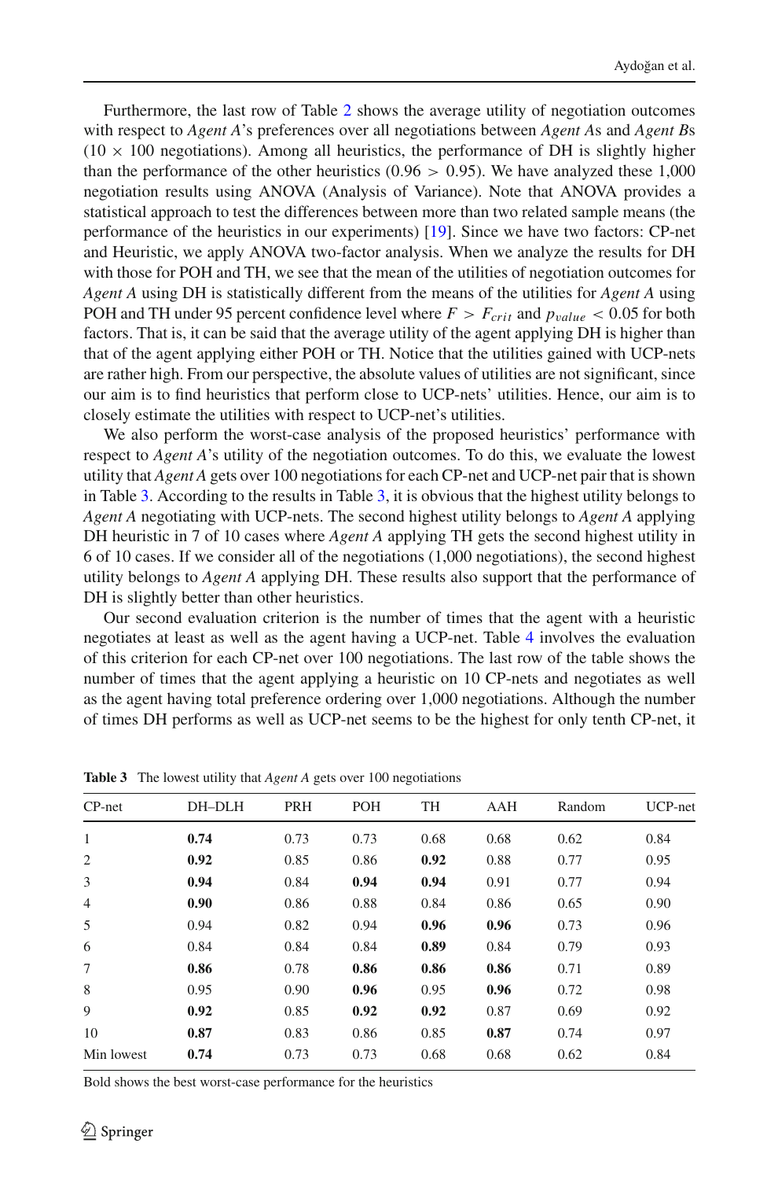Furthermore, the last row of Table 2 shows the average utility of negotiation outcomes with respect to *Agent A*'s preferences over all negotiations between *Agent A*s and *Agent B*s (10 × 100 negotiations). Among all heuristics, the performance of DH is slightly higher than the performance of the other heuristics (0.96 > 0.95). We have analyzed these 1,000 negotiation results using ANOVA (Analysis of Variance). Note that ANOVA provides a statistical approach to test the differences between more than two related sample means (the performance of the heuristics in our experiments) [19]. Since we have two factors: CP-net and Heuristic, we apply ANOVA two-factor analysis. When we analyze the results for DH with those for POH and TH, we see that the mean of the utilities of negotiation outcomes for *Agent A* using DH is statistically different from the means of the utilities for *Agent A* using POH and TH under 95 percent confidence level where $F > F_{crit}$ and $p_{value} < 0.05$ for both factors. That is, it can be said that the average utility of the agent applying DH is higher than that of the agent applying either POH or TH. Notice that the utilities gained with UCP-nets are rather high. From our perspective, the absolute values of utilities are not significant, since our aim is to find heuristics that perform close to UCP-nets' utilities. Hence, our aim is to closely estimate the utilities with respect to UCP-net's utilities.

We also perform the worst-case analysis of the proposed heuristics' performance with respect to *Agent A*'s utility of the negotiation outcomes. To do this, we evaluate the lowest utility that *Agent A* gets over 100 negotiations for each CP-net and UCP-net pair that is shown in Table 3. According to the results in Table 3, it is obvious that the highest utility belongs to *Agent A* negotiating with UCP-nets. The second highest utility belongs to *Agent A* applying DH heuristic in 7 of 10 cases where *Agent A* applying TH gets the second highest utility in 6 of 10 cases. If we consider all of the negotiations (1,000 negotiations), the second highest utility belongs to *Agent A* applying DH. These results also support that the performance of DH is slightly better than other heuristics.

Our second evaluation criterion is the number of times that the agent with a heuristic negotiates at least as well as the agent having a UCP-net. Table 4 involves the evaluation of this criterion for each CP-net over 100 negotiations. The last row of the table shows the number of times that the agent applying a heuristic on 10 CP-nets and negotiates as well as the agent having total preference ordering over 1,000 negotiations. Although the number of times DH performs as well as UCP-net seems to be the highest for only tenth CP-net, it

**Table 3** The lowest utility that *Agent A* gets over 100 negotiations

| CP-net | DH–DLH | PRH | POH | TH | AAH | Random | UCP-net |
|---|---|---|---|---|---|---|---|
| 1 | **0.74** | 0.73 | 0.73 | 0.68 | 0.68 | 0.62 | 0.84 |
| 2 | **0.92** | 0.85 | 0.86 | **0.92** | 0.88 | 0.77 | 0.95 |
| 3 | **0.94** | 0.84 | **0.94** | **0.94** | 0.91 | 0.77 | 0.94 |
| 4 | **0.90** | 0.86 | 0.88 | 0.84 | 0.86 | 0.65 | 0.90 |
| 5 | 0.94 | 0.82 | 0.94 | **0.96** | **0.96** | 0.73 | 0.96 |
| 6 | 0.84 | 0.84 | 0.84 | **0.89** | 0.84 | 0.79 | 0.93 |
| 7 | **0.86** | 0.78 | **0.86** | **0.86** | **0.86** | 0.71 | 0.89 |
| 8 | 0.95 | 0.90 | **0.96** | 0.95 | **0.96** | 0.72 | 0.98 |
| 9 | **0.92** | 0.85 | **0.92** | **0.92** | 0.87 | 0.69 | 0.92 |
| 10 | **0.87** | 0.83 | 0.86 | 0.85 | **0.87** | 0.74 | 0.97 |
| Min lowest | **0.74** | 0.73 | 0.73 | 0.68 | 0.68 | 0.62 | 0.84 |

Bold shows the best worst-case performance for the heuristics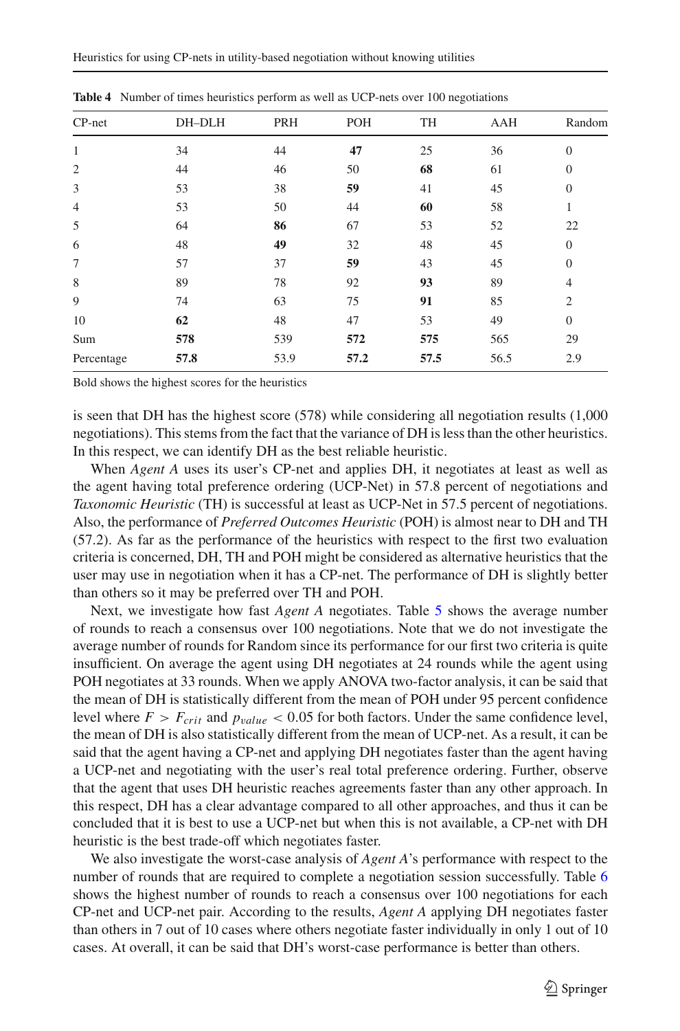**Table 4** Number of times heuristics perform as well as UCP-nets over 100 negotiations

| CP-net | DH–DLH | PRH | POH | TH | AAH | Random |
|---|---|---|---|---|---|---|
| 1 | 34 | 44 | **47** | 25 | 36 | 0 |
| 2 | 44 | 46 | 50 | **68** | 61 | 0 |
| 3 | 53 | 38 | **59** | 41 | 45 | 0 |
| 4 | 53 | 50 | 44 | **60** | 58 | 1 |
| 5 | 64 | **86** | 67 | 53 | 52 | 22 |
| 6 | 48 | **49** | 32 | 48 | 45 | 0 |
| 7 | 57 | 37 | **59** | 43 | 45 | 0 |
| 8 | 89 | 78 | 92 | **93** | 89 | 4 |
| 9 | 74 | 63 | 75 | **91** | 85 | 2 |
| 10 | **62** | 48 | 47 | 53 | 49 | 0 |
| Sum | **578** | 539 | **572** | **575** | 565 | 29 |
| Percentage | **57.8** | 53.9 | **57.2** | **57.5** | 56.5 | 2.9 |

Bold shows the highest scores for the heuristics

is seen that DH has the highest score (578) while considering all negotiation results (1,000 negotiations). This stems from the fact that the variance of DH is less than the other heuristics. In this respect, we can identify DH as the best reliable heuristic.

When *Agent A* uses its user's CP-net and applies DH, it negotiates at least as well as the agent having total preference ordering (UCP-Net) in 57.8 percent of negotiations and *Taxonomic Heuristic* (TH) is successful at least as UCP-Net in 57.5 percent of negotiations. Also, the performance of *Preferred Outcomes Heuristic* (POH) is almost near to DH and TH (57.2). As far as the performance of the heuristics with respect to the first two evaluation criteria is concerned, DH, TH and POH might be considered as alternative heuristics that the user may use in negotiation when it has a CP-net. The performance of DH is slightly better than others so it may be preferred over TH and POH.

Next, we investigate how fast *Agent A* negotiates. Table 5 shows the average number of rounds to reach a consensus over 100 negotiations. Note that we do not investigate the average number of rounds for Random since its performance for our first two criteria is quite insufficient. On average the agent using DH negotiates at 24 rounds while the agent using POH negotiates at 33 rounds. When we apply ANOVA two-factor analysis, it can be said that the mean of DH is statistically different from the mean of POH under 95 percent confidence level where $F > F_{crit}$ and $p_{value} < 0.05$ for both factors. Under the same confidence level, the mean of DH is also statistically different from the mean of UCP-net. As a result, it can be said that the agent having a CP-net and applying DH negotiates faster than the agent having a UCP-net and negotiating with the user's real total preference ordering. Further, observe that the agent that uses DH heuristic reaches agreements faster than any other approach. In this respect, DH has a clear advantage compared to all other approaches, and thus it can be concluded that it is best to use a UCP-net but when this is not available, a CP-net with DH heuristic is the best trade-off which negotiates faster.

We also investigate the worst-case analysis of *Agent A*'s performance with respect to the number of rounds that are required to complete a negotiation session successfully. Table 6 shows the highest number of rounds to reach a consensus over 100 negotiations for each CP-net and UCP-net pair. According to the results, *Agent A* applying DH negotiates faster than others in 7 out of 10 cases where others negotiate faster individually in only 1 out of 10 cases. At overall, it can be said that DH's worst-case performance is better than others.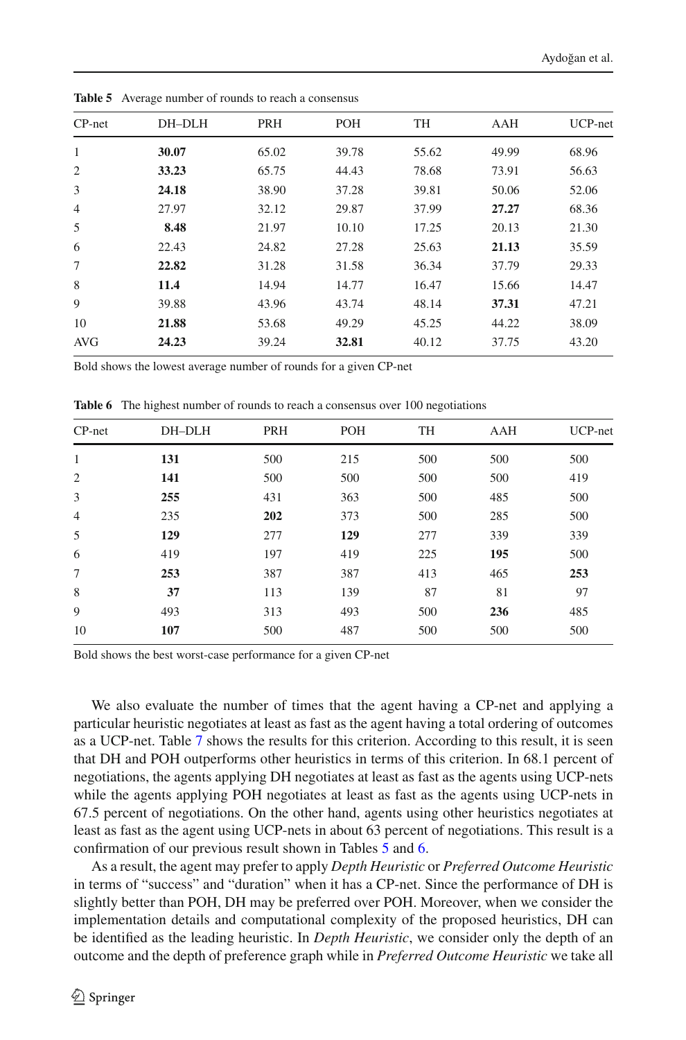**Table 5** Average number of rounds to reach a consensus

| CP-net | DH–DLH | PRH | POH | TH | AAH | UCP-net |
|---|---|---|---|---|---|---|
| 1 | **30.07** | 65.02 | 39.78 | 55.62 | 49.99 | 68.96 |
| 2 | **33.23** | 65.75 | 44.43 | 78.68 | 73.91 | 56.63 |
| 3 | **24.18** | 38.90 | 37.28 | 39.81 | 50.06 | 52.06 |
| 4 | 27.97 | 32.12 | 29.87 | 37.99 | **27.27** | 68.36 |
| 5 | **8.48** | 21.97 | 10.10 | 17.25 | 20.13 | 21.30 |
| 6 | 22.43 | 24.82 | 27.28 | 25.63 | **21.13** | 35.59 |
| 7 | **22.82** | 31.28 | 31.58 | 36.34 | 37.79 | 29.33 |
| 8 | **11.4** | 14.94 | 14.77 | 16.47 | 15.66 | 14.47 |
| 9 | 39.88 | 43.96 | 43.74 | 48.14 | **37.31** | 47.21 |
| 10 | **21.88** | 53.68 | 49.29 | 45.25 | 44.22 | 38.09 |
| AVG | **24.23** | 39.24 | **32.81** | 40.12 | 37.75 | 43.20 |

Bold shows the lowest average number of rounds for a given CP-net

**Table 6** The highest number of rounds to reach a consensus over 100 negotiations

| CP-net | DH–DLH | PRH | POH | TH | AAH | UCP-net |
|---|---|---|---|---|---|---|
| 1 | **131** | 500 | 215 | 500 | 500 | 500 |
| 2 | **141** | 500 | 500 | 500 | 500 | 419 |
| 3 | **255** | 431 | 363 | 500 | 485 | 500 |
| 4 | 235 | **202** | 373 | 500 | 285 | 500 |
| 5 | **129** | 277 | **129** | 277 | 339 | 339 |
| 6 | 419 | 197 | 419 | 225 | **195** | 500 |
| 7 | **253** | 387 | 387 | 413 | 465 | **253** |
| 8 | **37** | 113 | 139 | 87 | 81 | 97 |
| 9 | 493 | 313 | 493 | 500 | **236** | 485 |
| 10 | **107** | 500 | 487 | 500 | 500 | 500 |

Bold shows the best worst-case performance for a given CP-net

We also evaluate the number of times that the agent having a CP-net and applying a particular heuristic negotiates at least as fast as the agent having a total ordering of outcomes as a UCP-net. Table 7 shows the results for this criterion. According to this result, it is seen that DH and POH outperforms other heuristics in terms of this criterion. In 68.1 percent of negotiations, the agents applying DH negotiates at least as fast as the agents using UCP-nets while the agents applying POH negotiates at least as fast as the agents using UCP-nets in 67.5 percent of negotiations. On the other hand, agents using other heuristics negotiates at least as fast as the agent using UCP-nets in about 63 percent of negotiations. This result is a confirmation of our previous result shown in Tables 5 and 6.

As a result, the agent may prefer to apply *Depth Heuristic* or *Preferred Outcome Heuristic* in terms of "success" and "duration" when it has a CP-net. Since the performance of DH is slightly better than POH, DH may be preferred over POH. Moreover, when we consider the implementation details and computational complexity of the proposed heuristics, DH can be identified as the leading heuristic. In *Depth Heuristic*, we consider only the depth of an outcome and the depth of preference graph while in *Preferred Outcome Heuristic* we take all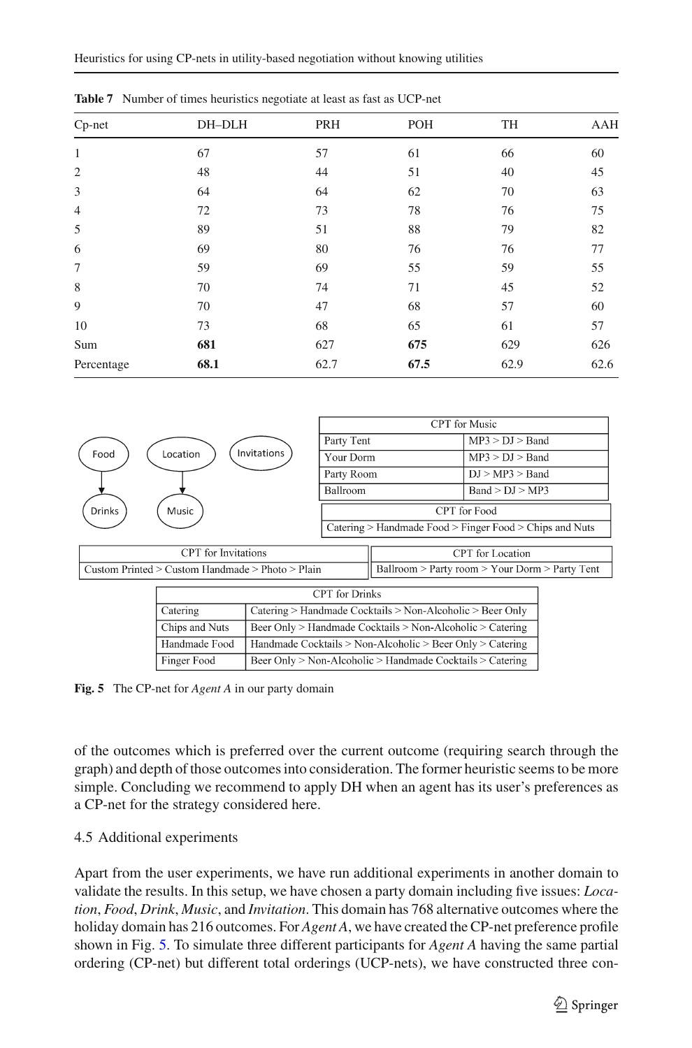**Table 7** Number of times heuristics negotiate at least as fast as UCP-net

| Cp-net | DH–DLH | PRH | POH | TH | AAH |
|---|---|---|---|---|---|
| 1 | 67 | 57 | 61 | 66 | 60 |
| 2 | 48 | 44 | 51 | 40 | 45 |
| 3 | 64 | 64 | 62 | 70 | 63 |
| 4 | 72 | 73 | 78 | 76 | 75 |
| 5 | 89 | 51 | 88 | 79 | 82 |
| 6 | 69 | 80 | 76 | 76 | 77 |
| 7 | 59 | 69 | 55 | 59 | 55 |
| 8 | 70 | 74 | 71 | 45 | 52 |
| 9 | 70 | 47 | 68 | 57 | 60 |
| 10 | 73 | 68 | 65 | 61 | 57 |
| Sum | **681** | 627 | **675** | 629 | 626 |
| Percentage | **68.1** | 62.7 | **67.5** | 62.9 | 62.6 |

| CPT for Music | |
|---|---|
| Party Tent | MP3 > DJ > Band |
| Your Dorm | MP3 > DJ > Band |
| Party Room | DJ > MP3 > Band |
| Ballroom | Band > DJ > MP3 |

| CPT for Food |
|---|
| Catering > Handmade Food > Finger Food > Chips and Nuts |

| CPT for Invitations |
|---|
| Custom Printed > Custom Handmade > Photo > Plain |

| CPT for Location |
|---|
| Ballroom > Party room > Your Dorm > Party Tent |

| CPT for Drinks | |
|---|---|
| Catering | Catering > Handmade Cocktails > Non-Alcoholic > Beer Only |
| Chips and Nuts | Beer Only > Handmade Cocktails > Non-Alcoholic > Catering |
| Handmade Food | Handmade Cocktails > Non-Alcoholic > Beer Only > Catering |
| Finger Food | Beer Only > Non-Alcoholic > Handmade Cocktails > Catering |

**Fig. 5** The CP-net for *Agent A* in our party domain

of the outcomes which is preferred over the current outcome (requiring search through the graph) and depth of those outcomes into consideration. The former heuristic seems to be more simple. Concluding we recommend to apply DH when an agent has its user's preferences as a CP-net for the strategy considered here.

### 4.5 Additional experiments

Apart from the user experiments, we have run additional experiments in another domain to validate the results. In this setup, we have chosen a party domain including five issues: *Location*, *Food*, *Drink*, *Music*, and *Invitation*. This domain has 768 alternative outcomes where the holiday domain has 216 outcomes. For *Agent A*, we have created the CP-net preference profile shown in Fig. 5. To simulate three different participants for *Agent A* having the same partial ordering (CP-net) but different total orderings (UCP-nets), we have constructed three con-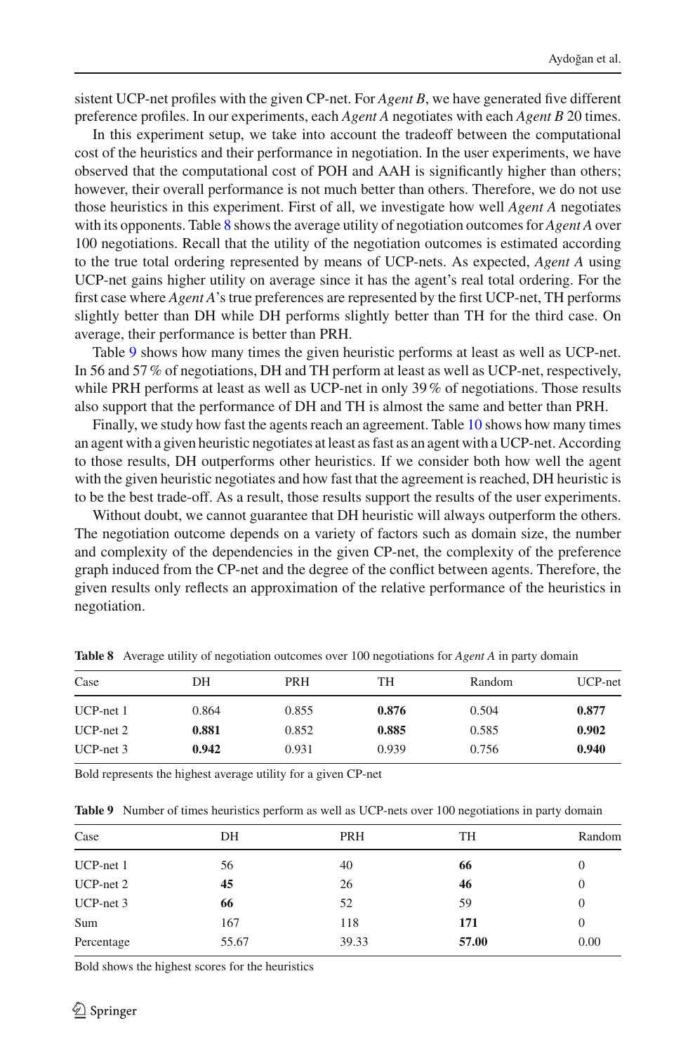sistent UCP-net profiles with the given CP-net. For *Agent B*, we have generated five different preference profiles. In our experiments, each *Agent A* negotiates with each *Agent B* 20 times.

In this experiment setup, we take into account the tradeoff between the computational cost of the heuristics and their performance in negotiation. In the user experiments, we have observed that the computational cost of POH and AAH is significantly higher than others; however, their overall performance is not much better than others. Therefore, we do not use those heuristics in this experiment. First of all, we investigate how well *Agent A* negotiates with its opponents. Table 8 shows the average utility of negotiation outcomes for *Agent A* over 100 negotiations. Recall that the utility of the negotiation outcomes is estimated according to the true total ordering represented by means of UCP-nets. As expected, *Agent A* using UCP-net gains higher utility on average since it has the agent's real total ordering. For the first case where *Agent A*'s true preferences are represented by the first UCP-net, TH performs slightly better than DH while DH performs slightly better than TH for the third case. On average, their performance is better than PRH.

Table 9 shows how many times the given heuristic performs at least as well as UCP-net. In 56 and 57 % of negotiations, DH and TH perform at least as well as UCP-net, respectively, while PRH performs at least as well as UCP-net in only 39 % of negotiations. Those results also support that the performance of DH and TH is almost the same and better than PRH.

Finally, we study how fast the agents reach an agreement. Table 10 shows how many times an agent with a given heuristic negotiates at least as fast as an agent with a UCP-net. According to those results, DH outperforms other heuristics. If we consider both how well the agent with the given heuristic negotiates and how fast that the agreement is reached, DH heuristic is to be the best trade-off. As a result, those results support the results of the user experiments.

Without doubt, we cannot guarantee that DH heuristic will always outperform the others. The negotiation outcome depends on a variety of factors such as domain size, the number and complexity of the dependencies in the given CP-net, the complexity of the preference graph induced from the CP-net and the degree of the conflict between agents. Therefore, the given results only reflects an approximation of the relative performance of the heuristics in negotiation.

**Table 8** Average utility of negotiation outcomes over 100 negotiations for *Agent A* in party domain

| Case | DH | PRH | TH | Random | UCP-net |
|---|---|---|---|---|---|
| UCP-net 1 | 0.864 | 0.855 | **0.876** | 0.504 | **0.877** |
| UCP-net 2 | **0.881** | 0.852 | **0.885** | 0.585 | **0.902** |
| UCP-net 3 | **0.942** | 0.931 | 0.939 | 0.756 | **0.940** |

Bold represents the highest average utility for a given CP-net

**Table 9** Number of times heuristics perform as well as UCP-nets over 100 negotiations in party domain

| Case | DH | PRH | TH | Random |
|---|---|---|---|---|
| UCP-net 1 | 56 | 40 | **66** | 0 |
| UCP-net 2 | **45** | 26 | **46** | 0 |
| UCP-net 3 | **66** | 52 | 59 | 0 |
| Sum | 167 | 118 | **171** | 0 |
| Percentage | 55.67 | 39.33 | **57.00** | 0.00 |

Bold shows the highest scores for the heuristics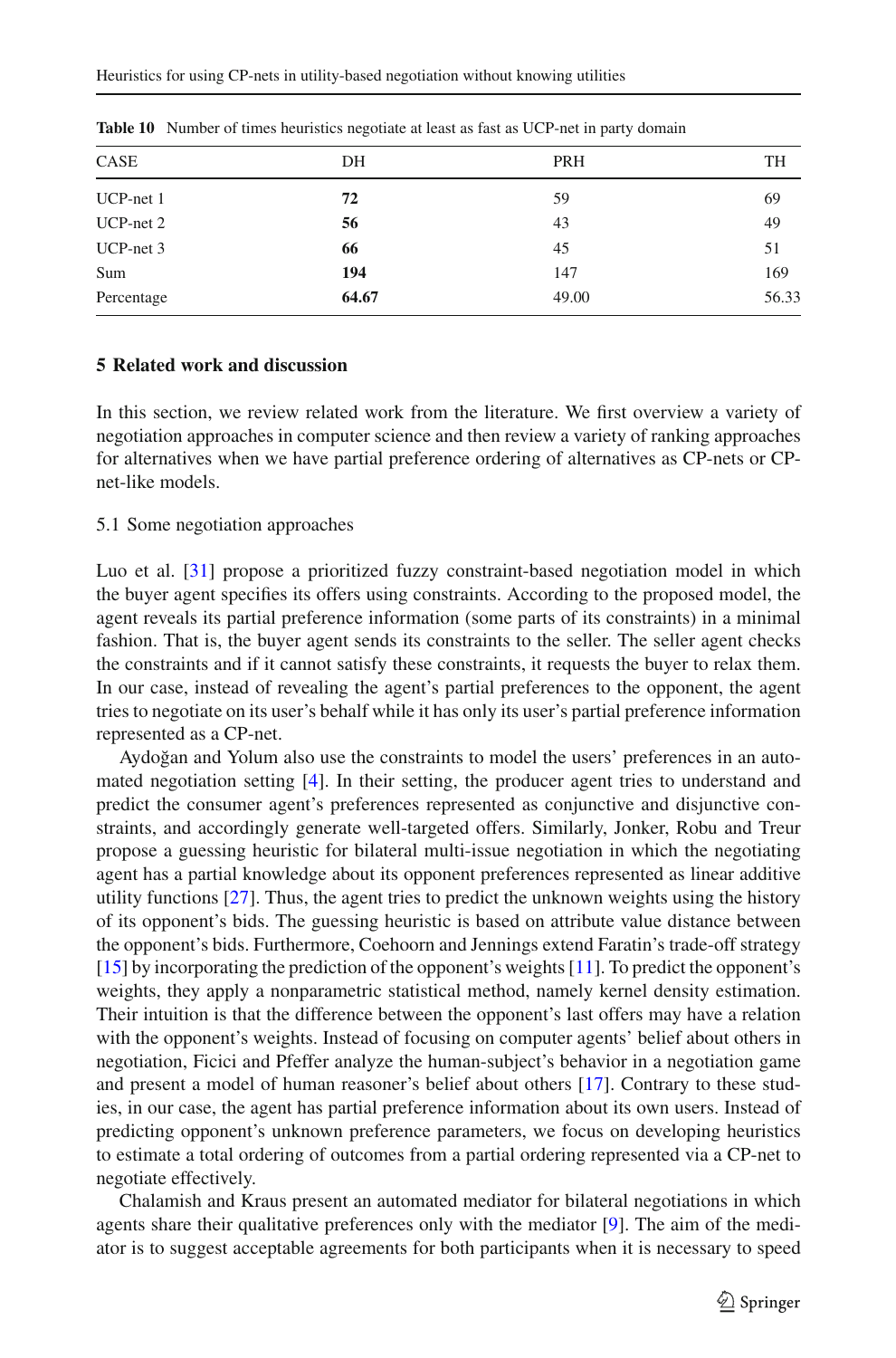**Table 10** Number of times heuristics negotiate at least as fast as UCP-net in party domain

| CASE | DH | PRH | TH |
|---|---|---|---|
| UCP-net 1 | **72** | 59 | 69 |
| UCP-net 2 | **56** | 43 | 49 |
| UCP-net 3 | **66** | 45 | 51 |
| Sum | **194** | 147 | 169 |
| Percentage | **64.67** | 49.00 | 56.33 |

## 5 Related work and discussion

In this section, we review related work from the literature. We first overview a variety of negotiation approaches in computer science and then review a variety of ranking approaches for alternatives when we have partial preference ordering of alternatives as CP-nets or CP-net-like models.

### 5.1 Some negotiation approaches

Luo et al. [31] propose a prioritized fuzzy constraint-based negotiation model in which the buyer agent specifies its offers using constraints. According to the proposed model, the agent reveals its partial preference information (some parts of its constraints) in a minimal fashion. That is, the buyer agent sends its constraints to the seller. The seller agent checks the constraints and if it cannot satisfy these constraints, it requests the buyer to relax them. In our case, instead of revealing the agent's partial preferences to the opponent, the agent tries to negotiate on its user's behalf while it has only its user's partial preference information represented as a CP-net.

Aydoğan and Yolum also use the constraints to model the users' preferences in an automated negotiation setting [4]. In their setting, the producer agent tries to understand and predict the consumer agent's preferences represented as conjunctive and disjunctive constraints, and accordingly generate well-targeted offers. Similarly, Jonker, Robu and Treur propose a guessing heuristic for bilateral multi-issue negotiation in which the negotiating agent has a partial knowledge about its opponent preferences represented as linear additive utility functions [27]. Thus, the agent tries to predict the unknown weights using the history of its opponent's bids. The guessing heuristic is based on attribute value distance between the opponent's bids. Furthermore, Coehoorn and Jennings extend Faratin's trade-off strategy [15] by incorporating the prediction of the opponent's weights [11]. To predict the opponent's weights, they apply a nonparametric statistical method, namely kernel density estimation. Their intuition is that the difference between the opponent's last offers may have a relation with the opponent's weights. Instead of focusing on computer agents' belief about others in negotiation, Ficici and Pfeffer analyze the human-subject's behavior in a negotiation game and present a model of human reasoner's belief about others [17]. Contrary to these studies, in our case, the agent has partial preference information about its own users. Instead of predicting opponent's unknown preference parameters, we focus on developing heuristics to estimate a total ordering of outcomes from a partial ordering represented via a CP-net to negotiate effectively.

Chalamish and Kraus present an automated mediator for bilateral negotiations in which agents share their qualitative preferences only with the mediator [9]. The aim of the mediator is to suggest acceptable agreements for both participants when it is necessary to speed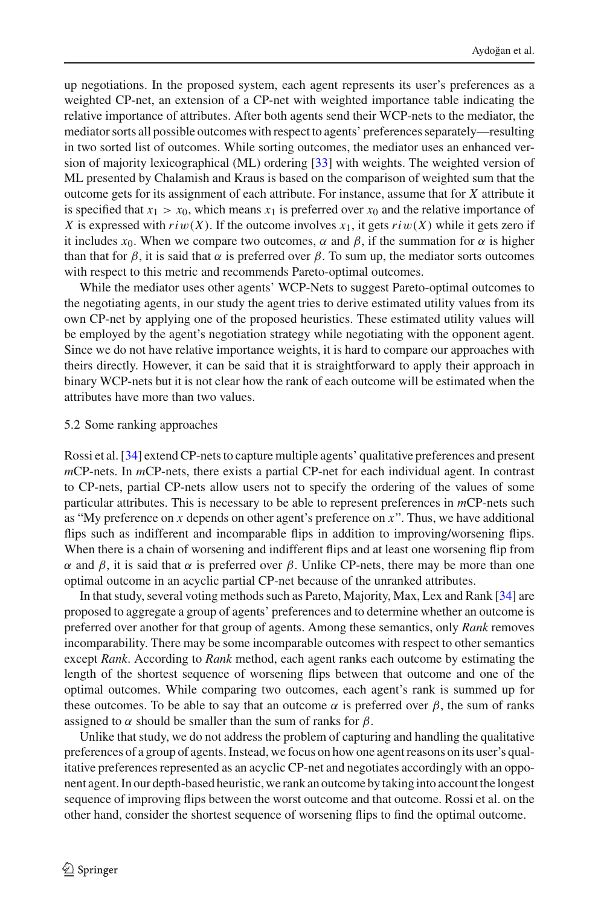up negotiations. In the proposed system, each agent represents its user's preferences as a weighted CP-net, an extension of a CP-net with weighted importance table indicating the relative importance of attributes. After both agents send their WCP-nets to the mediator, the mediator sorts all possible outcomes with respect to agents' preferences separately—resulting in two sorted list of outcomes. While sorting outcomes, the mediator uses an enhanced version of majority lexicographical (ML) ordering [33] with weights. The weighted version of ML presented by Chalamish and Kraus is based on the comparison of weighted sum that the outcome gets for its assignment of each attribute. For instance, assume that for $X$ attribute it is specified that $x_1 > x_0$, which means $x_1$ is preferred over $x_0$ and the relative importance of $X$ is expressed with $riw(X)$. If the outcome involves $x_1$, it gets $riw(X)$ while it gets zero if it includes $x_0$. When we compare two outcomes, $\alpha$ and $\beta$, if the summation for $\alpha$ is higher than that for $\beta$, it is said that $\alpha$ is preferred over $\beta$. To sum up, the mediator sorts outcomes with respect to this metric and recommends Pareto-optimal outcomes.

While the mediator uses other agents' WCP-Nets to suggest Pareto-optimal outcomes to the negotiating agents, in our study the agent tries to derive estimated utility values from its own CP-net by applying one of the proposed heuristics. These estimated utility values will be employed by the agent's negotiation strategy while negotiating with the opponent agent. Since we do not have relative importance weights, it is hard to compare our approaches with theirs directly. However, it can be said that it is straightforward to apply their approach in binary WCP-nets but it is not clear how the rank of each outcome will be estimated when the attributes have more than two values.

### 5.2 Some ranking approaches

Rossi et al. [34] extend CP-nets to capture multiple agents' qualitative preferences and present *m*CP-nets. In *m*CP-nets, there exists a partial CP-net for each individual agent. In contrast to CP-nets, partial CP-nets allow users not to specify the ordering of the values of some particular attributes. This is necessary to be able to represent preferences in *m*CP-nets such as "My preference on $x$ depends on other agent's preference on $x$". Thus, we have additional flips such as indifferent and incomparable flips in addition to improving/worsening flips. When there is a chain of worsening and indifferent flips and at least one worsening flip from $\alpha$ and $\beta$, it is said that $\alpha$ is preferred over $\beta$. Unlike CP-nets, there may be more than one optimal outcome in an acyclic partial CP-net because of the unranked attributes.

In that study, several voting methods such as Pareto, Majority, Max, Lex and Rank [34] are proposed to aggregate a group of agents' preferences and to determine whether an outcome is preferred over another for that group of agents. Among these semantics, only *Rank* removes incomparability. There may be some incomparable outcomes with respect to other semantics except *Rank*. According to *Rank* method, each agent ranks each outcome by estimating the length of the shortest sequence of worsening flips between that outcome and one of the optimal outcomes. While comparing two outcomes, each agent's rank is summed up for these outcomes. To be able to say that an outcome $\alpha$ is preferred over $\beta$, the sum of ranks assigned to $\alpha$ should be smaller than the sum of ranks for $\beta$.

Unlike that study, we do not address the problem of capturing and handling the qualitative preferences of a group of agents. Instead, we focus on how one agent reasons on its user's qualitative preferences represented as an acyclic CP-net and negotiates accordingly with an opponent agent. In our depth-based heuristic, we rank an outcome by taking into account the longest sequence of improving flips between the worst outcome and that outcome. Rossi et al. on the other hand, consider the shortest sequence of worsening flips to find the optimal outcome.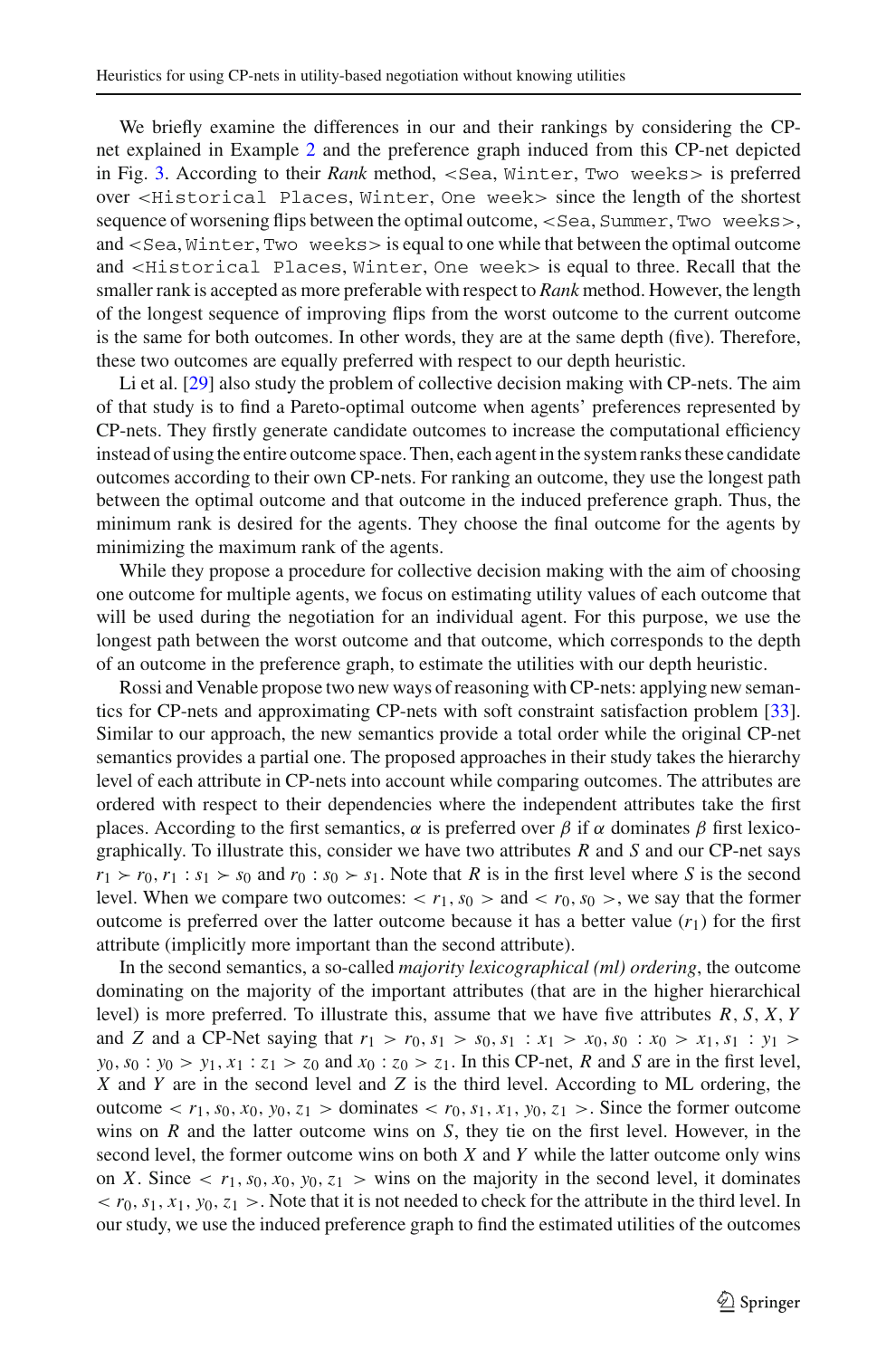We briefly examine the differences in our and their rankings by considering the CP-net explained in Example 2 and the preference graph induced from this CP-net depicted in Fig. 3. According to their *Rank* method, `<Sea, Winter, Two weeks>` is preferred over `<Historical Places, Winter, One week>` since the length of the shortest sequence of worsening flips between the optimal outcome, `<Sea, Summer, Two weeks>`, and `<Sea, Winter, Two weeks>` is equal to one while that between the optimal outcome and `<Historical Places, Winter, One week>` is equal to three. Recall that the smaller rank is accepted as more preferable with respect to *Rank* method. However, the length of the longest sequence of improving flips from the worst outcome to the current outcome is the same for both outcomes. In other words, they are at the same depth (five). Therefore, these two outcomes are equally preferred with respect to our depth heuristic.

Li et al. [29] also study the problem of collective decision making with CP-nets. The aim of that study is to find a Pareto-optimal outcome when agents' preferences represented by CP-nets. They firstly generate candidate outcomes to increase the computational efficiency instead of using the entire outcome space. Then, each agent in the system ranks these candidate outcomes according to their own CP-nets. For ranking an outcome, they use the longest path between the optimal outcome and that outcome in the induced preference graph. Thus, the minimum rank is desired for the agents. They choose the final outcome for the agents by minimizing the maximum rank of the agents.

While they propose a procedure for collective decision making with the aim of choosing one outcome for multiple agents, we focus on estimating utility values of each outcome that will be used during the negotiation for an individual agent. For this purpose, we use the longest path between the worst outcome and that outcome, which corresponds to the depth of an outcome in the preference graph, to estimate the utilities with our depth heuristic.

Rossi and Venable propose two new ways of reasoning with CP-nets: applying new semantics for CP-nets and approximating CP-nets with soft constraint satisfaction problem [33]. Similar to our approach, the new semantics provide a total order while the original CP-net semantics provides a partial one. The proposed approaches in their study takes the hierarchy level of each attribute in CP-nets into account while comparing outcomes. The attributes are ordered with respect to their dependencies where the independent attributes take the first places. According to the first semantics, $\alpha$ is preferred over $\beta$ if $\alpha$ dominates $\beta$ first lexicographically. To illustrate this, consider we have two attributes $R$ and $S$ and our CP-net says $r_1 \succ r_0, r_1 : s_1 \succ s_0$ and $r_0 : s_0 \succ s_1$. Note that $R$ is in the first level where $S$ is the second level. When we compare two outcomes: $< r_1, s_0 >$ and $< r_0, s_0 >$, we say that the former outcome is preferred over the latter outcome because it has a better value ($r_1$) for the first attribute (implicitly more important than the second attribute).

In the second semantics, a so-called *majority lexicographical (ml) ordering*, the outcome dominating on the majority of the important attributes (that are in the higher hierarchical level) is more preferred. To illustrate this, assume that we have five attributes $R, S, X, Y$ and $Z$ and a CP-Net saying that $r_1 > r_0, s_1 > s_0, s_1 : x_1 > x_0, s_0 : x_0 > x_1, s_1 : y_1 > y_0, s_0 : y_0 > y_1, x_1 : z_1 > z_0$ and $x_0 : z_0 > z_1$. In this CP-net, $R$ and $S$ are in the first level, $X$ and $Y$ are in the second level and $Z$ is the third level. According to ML ordering, the outcome $< r_1, s_0, x_0, y_0, z_1 >$ dominates $< r_0, s_1, x_1, y_0, z_1 >$. Since the former outcome wins on $R$ and the latter outcome wins on $S$, they tie on the first level. However, in the second level, the former outcome wins on both $X$ and $Y$ while the latter outcome only wins on $X$. Since $< r_1, s_0, x_0, y_0, z_1 >$ wins on the majority in the second level, it dominates $< r_0, s_1, x_1, y_0, z_1 >$. Note that it is not needed to check for the attribute in the third level. In our study, we use the induced preference graph to find the estimated utilities of the outcomes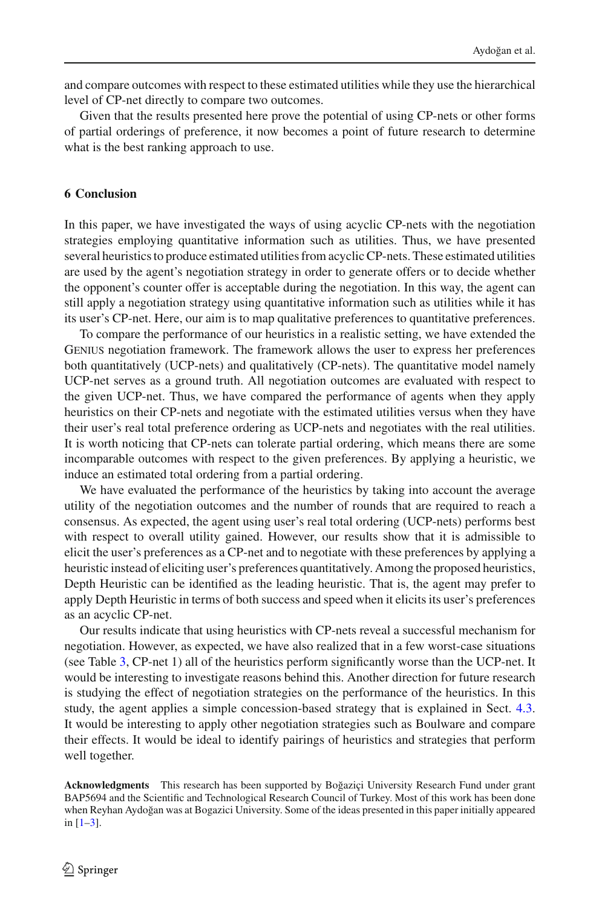and compare outcomes with respect to these estimated utilities while they use the hierarchical level of CP-net directly to compare two outcomes.

Given that the results presented here prove the potential of using CP-nets or other forms of partial orderings of preference, it now becomes a point of future research to determine what is the best ranking approach to use.

## 6 Conclusion

In this paper, we have investigated the ways of using acyclic CP-nets with the negotiation strategies employing quantitative information such as utilities. Thus, we have presented several heuristics to produce estimated utilities from acyclic CP-nets. These estimated utilities are used by the agent's negotiation strategy in order to generate offers or to decide whether the opponent's counter offer is acceptable during the negotiation. In this way, the agent can still apply a negotiation strategy using quantitative information such as utilities while it has its user's CP-net. Here, our aim is to map qualitative preferences to quantitative preferences.

To compare the performance of our heuristics in a realistic setting, we have extended the Genius negotiation framework. The framework allows the user to express her preferences both quantitatively (UCP-nets) and qualitatively (CP-nets). The quantitative model namely UCP-net serves as a ground truth. All negotiation outcomes are evaluated with respect to the given UCP-net. Thus, we have compared the performance of agents when they apply heuristics on their CP-nets and negotiate with the estimated utilities versus when they have their user's real total preference ordering as UCP-nets and negotiates with the real utilities. It is worth noticing that CP-nets can tolerate partial ordering, which means there are some incomparable outcomes with respect to the given preferences. By applying a heuristic, we induce an estimated total ordering from a partial ordering.

We have evaluated the performance of the heuristics by taking into account the average utility of the negotiation outcomes and the number of rounds that are required to reach a consensus. As expected, the agent using user's real total ordering (UCP-nets) performs best with respect to overall utility gained. However, our results show that it is admissible to elicit the user's preferences as a CP-net and to negotiate with these preferences by applying a heuristic instead of eliciting user's preferences quantitatively. Among the proposed heuristics, Depth Heuristic can be identified as the leading heuristic. That is, the agent may prefer to apply Depth Heuristic in terms of both success and speed when it elicits its user's preferences as an acyclic CP-net.

Our results indicate that using heuristics with CP-nets reveal a successful mechanism for negotiation. However, as expected, we have also realized that in a few worst-case situations (see Table 3, CP-net 1) all of the heuristics perform significantly worse than the UCP-net. It would be interesting to investigate reasons behind this. Another direction for future research is studying the effect of negotiation strategies on the performance of the heuristics. In this study, the agent applies a simple concession-based strategy that is explained in Sect. 4.3. It would be interesting to apply other negotiation strategies such as Boulware and compare their effects. It would be ideal to identify pairings of heuristics and strategies that perform well together.

**Acknowledgments** This research has been supported by Boğaziçi University Research Fund under grant BAP5694 and the Scientific and Technological Research Council of Turkey. Most of this work has been done when Reyhan Aydoğan was at Bogazici University. Some of the ideas presented in this paper initially appeared in [1–3].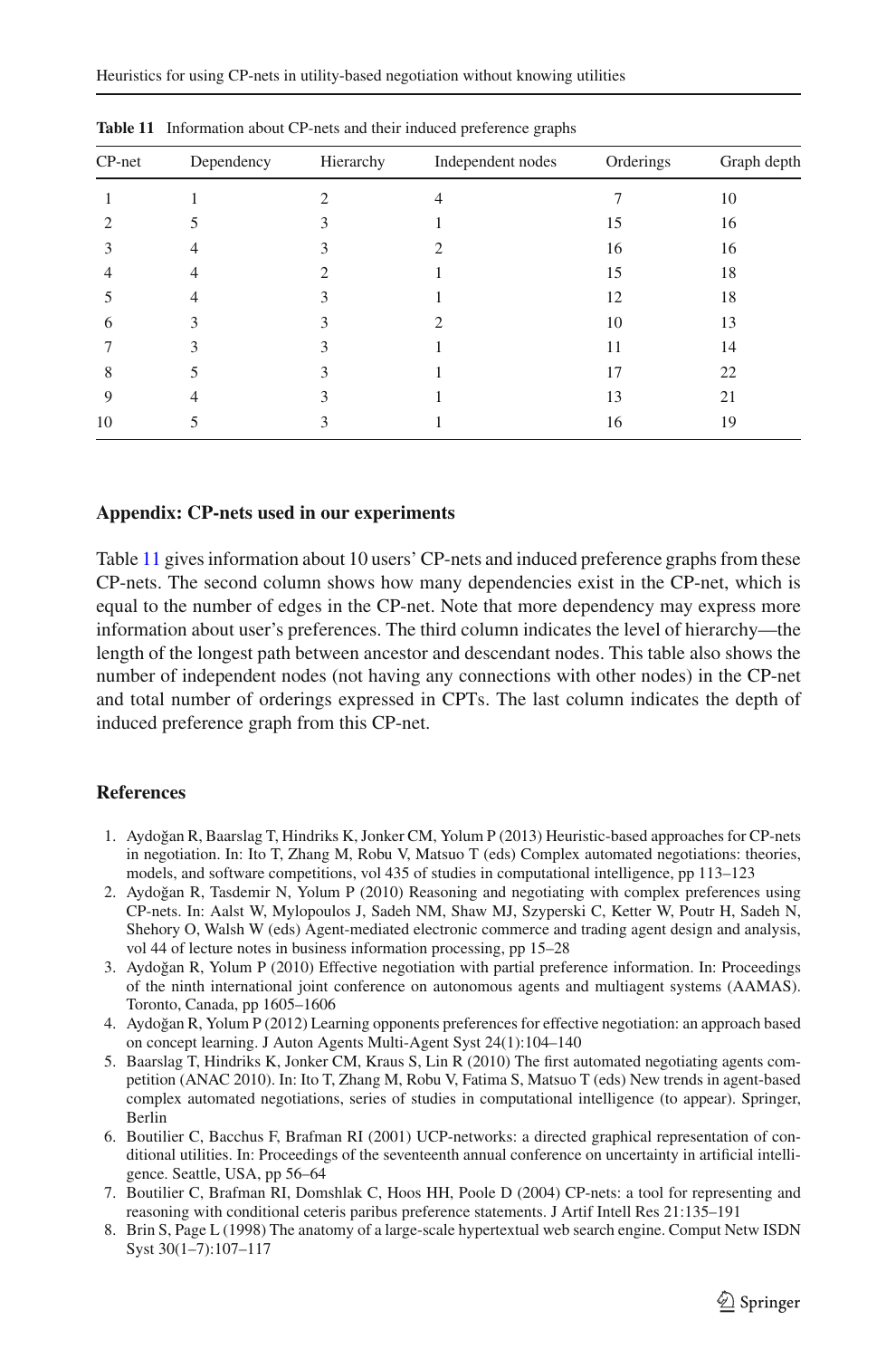**Table 11** Information about CP-nets and their induced preference graphs

| CP-net | Dependency | Hierarchy | Independent nodes | Orderings | Graph depth |
|---|---|---|---|---|---|
| 1 | 1 | 2 | 4 | 7 | 10 |
| 2 | 5 | 3 | 1 | 15 | 16 |
| 3 | 4 | 3 | 2 | 16 | 16 |
| 4 | 4 | 2 | 1 | 15 | 18 |
| 5 | 4 | 3 | 1 | 12 | 18 |
| 6 | 3 | 3 | 2 | 10 | 13 |
| 7 | 3 | 3 | 1 | 11 | 14 |
| 8 | 5 | 3 | 1 | 17 | 22 |
| 9 | 4 | 3 | 1 | 13 | 21 |
| 10 | 5 | 3 | 1 | 16 | 19 |

## Appendix: CP-nets used in our experiments

Table 11 gives information about 10 users' CP-nets and induced preference graphs from these CP-nets. The second column shows how many dependencies exist in the CP-net, which is equal to the number of edges in the CP-net. Note that more dependency may express more information about user's preferences. The third column indicates the level of hierarchy—the length of the longest path between ancestor and descendant nodes. This table also shows the number of independent nodes (not having any connections with other nodes) in the CP-net and total number of orderings expressed in CPTs. The last column indicates the depth of induced preference graph from this CP-net.

## References

1. Aydoğan R, Baarslag T, Hindriks K, Jonker CM, Yolum P (2013) Heuristic-based approaches for CP-nets in negotiation. In: Ito T, Zhang M, Robu V, Matsuo T (eds) Complex automated negotiations: theories, models, and software competitions, vol 435 of studies in computational intelligence, pp 113–123
2. Aydoğan R, Tasdemir N, Yolum P (2010) Reasoning and negotiating with complex preferences using CP-nets. In: Aalst W, Mylopoulos J, Sadeh NM, Shaw MJ, Szyperski C, Ketter W, Poutr H, Sadeh N, Shehory O, Walsh W (eds) Agent-mediated electronic commerce and trading agent design and analysis, vol 44 of lecture notes in business information processing, pp 15–28
3. Aydoğan R, Yolum P (2010) Effective negotiation with partial preference information. In: Proceedings of the ninth international joint conference on autonomous agents and multiagent systems (AAMAS). Toronto, Canada, pp 1605–1606
4. Aydoğan R, Yolum P (2012) Learning opponents preferences for effective negotiation: an approach based on concept learning. J Auton Agents Multi-Agent Syst 24(1):104–140
5. Baarslag T, Hindriks K, Jonker CM, Kraus S, Lin R (2010) The first automated negotiating agents competition (ANAC 2010). In: Ito T, Zhang M, Robu V, Fatima S, Matsuo T (eds) New trends in agent-based complex automated negotiations, series of studies in computational intelligence (to appear). Springer, Berlin
6. Boutilier C, Bacchus F, Brafman RI (2001) UCP-networks: a directed graphical representation of conditional utilities. In: Proceedings of the seventeenth annual conference on uncertainty in artificial intelligence. Seattle, USA, pp 56–64
7. Boutilier C, Brafman RI, Domshlak C, Hoos HH, Poole D (2004) CP-nets: a tool for representing and reasoning with conditional ceteris paribus preference statements. J Artif Intell Res 21:135–191
8. Brin S, Page L (1998) The anatomy of a large-scale hypertextual web search engine. Comput Netw ISDN Syst 30(1–7):107–117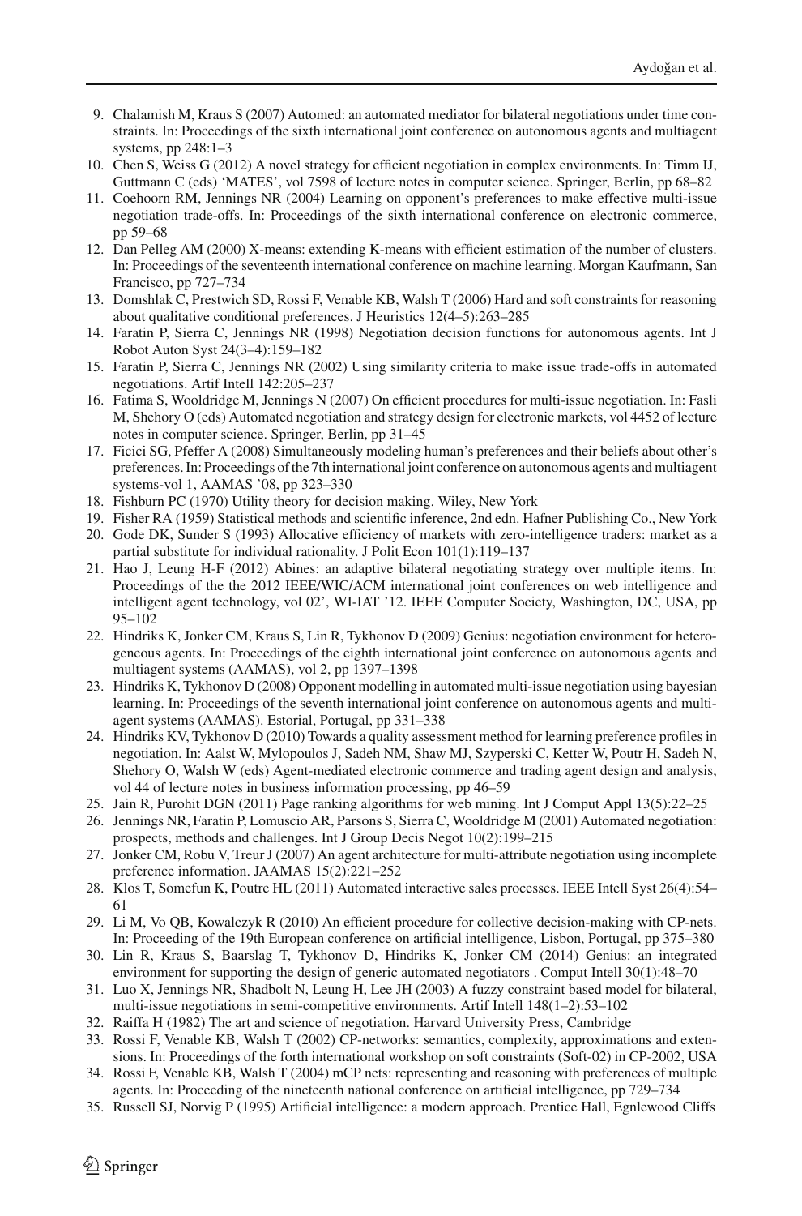9. Chalamish M, Kraus S (2007) Automed: an automated mediator for bilateral negotiations under time constraints. In: Proceedings of the sixth international joint conference on autonomous agents and multiagent systems, pp 248:1–3
10. Chen S, Weiss G (2012) A novel strategy for efficient negotiation in complex environments. In: Timm IJ, Guttmann C (eds) 'MATES', vol 7598 of lecture notes in computer science. Springer, Berlin, pp 68–82
11. Coehoorn RM, Jennings NR (2004) Learning on opponent's preferences to make effective multi-issue negotiation trade-offs. In: Proceedings of the sixth international conference on electronic commerce, pp 59–68
12. Dan Pelleg AM (2000) X-means: extending K-means with efficient estimation of the number of clusters. In: Proceedings of the seventeenth international conference on machine learning. Morgan Kaufmann, San Francisco, pp 727–734
13. Domshlak C, Prestwich SD, Rossi F, Venable KB, Walsh T (2006) Hard and soft constraints for reasoning about qualitative conditional preferences. J Heuristics 12(4–5):263–285
14. Faratin P, Sierra C, Jennings NR (1998) Negotiation decision functions for autonomous agents. Int J Robot Auton Syst 24(3–4):159–182
15. Faratin P, Sierra C, Jennings NR (2002) Using similarity criteria to make issue trade-offs in automated negotiations. Artif Intell 142:205–237
16. Fatima S, Wooldridge M, Jennings N (2007) On efficient procedures for multi-issue negotiation. In: Fasli M, Shehory O (eds) Automated negotiation and strategy design for electronic markets, vol 4452 of lecture notes in computer science. Springer, Berlin, pp 31–45
17. Ficici SG, Pfeffer A (2008) Simultaneously modeling human's preferences and their beliefs about other's preferences. In: Proceedings of the 7th international joint conference on autonomous agents and multiagent systems-vol 1, AAMAS '08, pp 323–330
18. Fishburn PC (1970) Utility theory for decision making. Wiley, New York
19. Fisher RA (1959) Statistical methods and scientific inference, 2nd edn. Hafner Publishing Co., New York
20. Gode DK, Sunder S (1993) Allocative efficiency of markets with zero-intelligence traders: market as a partial substitute for individual rationality. J Polit Econ 101(1):119–137
21. Hao J, Leung H-F (2012) Abines: an adaptive bilateral negotiating strategy over multiple items. In: Proceedings of the the 2012 IEEE/WIC/ACM international joint conferences on web intelligence and intelligent agent technology, vol 02', WI-IAT '12. IEEE Computer Society, Washington, DC, USA, pp 95–102
22. Hindriks K, Jonker CM, Kraus S, Lin R, Tykhonov D (2009) Genius: negotiation environment for heterogeneous agents. In: Proceedings of the eighth international conference on autonomous agents and multiagent systems (AAMAS), vol 2, pp 1397–1398
23. Hindriks K, Tykhonov D (2008) Opponent modelling in automated multi-issue negotiation using bayesian learning. In: Proceedings of the seventh international joint conference on autonomous agents and multi-agent systems (AAMAS). Estorial, Portugal, pp 331–338
24. Hindriks KV, Tykhonov D (2010) Towards a quality assessment method for learning preference profiles in negotiation. In: Aalst W, Mylopoulos J, Sadeh NM, Shaw MJ, Szyperski C, Ketter W, Poutr H, Sadeh N, Shehory O, Walsh W (eds) Agent-mediated electronic commerce and trading agent design and analysis, vol 44 of lecture notes in business information processing, pp 46–59
25. Jain R, Purohit DGN (2011) Page ranking algorithms for web mining. Int J Comput Appl 13(5):22–25
26. Jennings NR, Faratin P, Lomuscio AR, Parsons S, Sierra C, Wooldridge M (2001) Automated negotiation: prospects, methods and challenges. Int J Group Decis Negot 10(2):199–215
27. Jonker CM, Robu V, Treur J (2007) An agent architecture for multi-attribute negotiation using incomplete preference information. JAAMAS 15(2):221–252
28. Klos T, Somefun K, Poutre HL (2011) Automated interactive sales processes. IEEE Intell Syst 26(4):54–61
29. Li M, Vo QB, Kowalczyk R (2010) An efficient procedure for collective decision-making with CP-nets. In: Proceeding of the 19th European conference on artificial intelligence, Lisbon, Portugal, pp 375–380
30. Lin R, Kraus S, Baarslag T, Tykhonov D, Hindriks K, Jonker CM (2014) Genius: an integrated environment for supporting the design of generic automated negotiators . Comput Intell 30(1):48–70
31. Luo X, Jennings NR, Shadbolt N, Leung H, Lee JH (2003) A fuzzy constraint based model for bilateral, multi-issue negotiations in semi-competitive environments. Artif Intell 148(1–2):53–102
32. Raiffa H (1982) The art and science of negotiation. Harvard University Press, Cambridge
33. Rossi F, Venable KB, Walsh T (2002) CP-networks: semantics, complexity, approximations and extensions. In: Proceedings of the forth international workshop on soft constraints (Soft-02) in CP-2002, USA
34. Rossi F, Venable KB, Walsh T (2004) mCP nets: representing and reasoning with preferences of multiple agents. In: Proceeding of the nineteenth national conference on artificial intelligence, pp 729–734
35. Russell SJ, Norvig P (1995) Artificial intelligence: a modern approach. Prentice Hall, Egnlewood Cliffs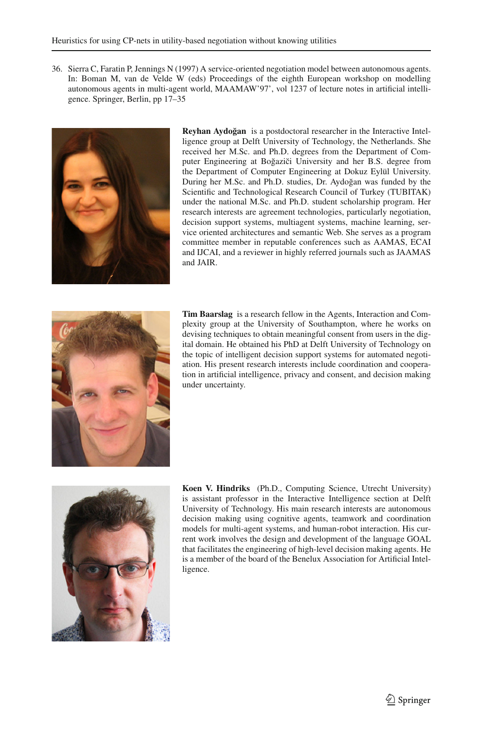36. Sierra C, Faratin P, Jennings N (1997) A service-oriented negotiation model between autonomous agents. In: Boman M, van de Velde W (eds) Proceedings of the eighth European workshop on modelling autonomous agents in multi-agent world, MAAMAW'97', vol 1237 of lecture notes in artificial intelligence. Springer, Berlin, pp 17–35

**Reyhan Aydoğan** is a postdoctoral researcher in the Interactive Intelligence group at Delft University of Technology, the Netherlands. She received her M.Sc. and Ph.D. degrees from the Department of Computer Engineering at Boğaziči University and her B.S. degree from the Department of Computer Engineering at Dokuz Eylül University. During her M.Sc. and Ph.D. studies, Dr. Aydoğan was funded by the Scientific and Technological Research Council of Turkey (TUBITAK) under the national M.Sc. and Ph.D. student scholarship program. Her research interests are agreement technologies, particularly negotiation, decision support systems, multiagent systems, machine learning, service oriented architectures and semantic Web. She serves as a program committee member in reputable conferences such as AAMAS, ECAI and IJCAI, and a reviewer in highly referred journals such as JAAMAS and JAIR.

**Tim Baarslag** is a research fellow in the Agents, Interaction and Complexity group at the University of Southampton, where he works on devising techniques to obtain meaningful consent from users in the digital domain. He obtained his PhD at Delft University of Technology on the topic of intelligent decision support systems for automated negotiation. His present research interests include coordination and cooperation in artificial intelligence, privacy and consent, and decision making under uncertainty.

**Koen V. Hindriks** (Ph.D., Computing Science, Utrecht University) is assistant professor in the Interactive Intelligence section at Delft University of Technology. His main research interests are autonomous decision making using cognitive agents, teamwork and coordination models for multi-agent systems, and human-robot interaction. His current work involves the design and development of the language GOAL that facilitates the engineering of high-level decision making agents. He is a member of the board of the Benelux Association for Artificial Intelligence.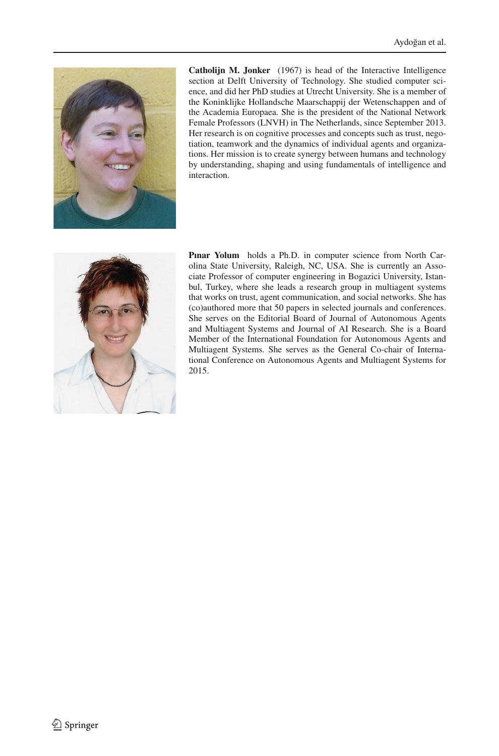**Catholijn M. Jonker** (1967) is head of the Interactive Intelligence section at Delft University of Technology. She studied computer science, and did her PhD studies at Utrecht University. She is a member of the Koninklijke Hollandsche Maarschappij der Wetenschappen and of the Academia Europaea. She is the president of the National Network Female Professors (LNVH) in The Netherlands, since September 2013. Her research is on cognitive processes and concepts such as trust, negotiation, teamwork and the dynamics of individual agents and organizations. Her mission is to create synergy between humans and technology by understanding, shaping and using fundamentals of intelligence and interaction.

**Pınar Yolum** holds a Ph.D. in computer science from North Carolina State University, Raleigh, NC, USA. She is currently an Associate Professor of computer engineering in Bogazici University, Istanbul, Turkey, where she leads a research group in multiagent systems that works on trust, agent communication, and social networks. She has (co)authored more that 50 papers in selected journals and conferences. She serves on the Editorial Board of Journal of Autonomous Agents and Multiagent Systems and Journal of AI Research. She is a Board Member of the International Foundation for Autonomous Agents and Multiagent Systems. She serves as the General Co-chair of International Conference on Autonomous Agents and Multiagent Systems for 2015.